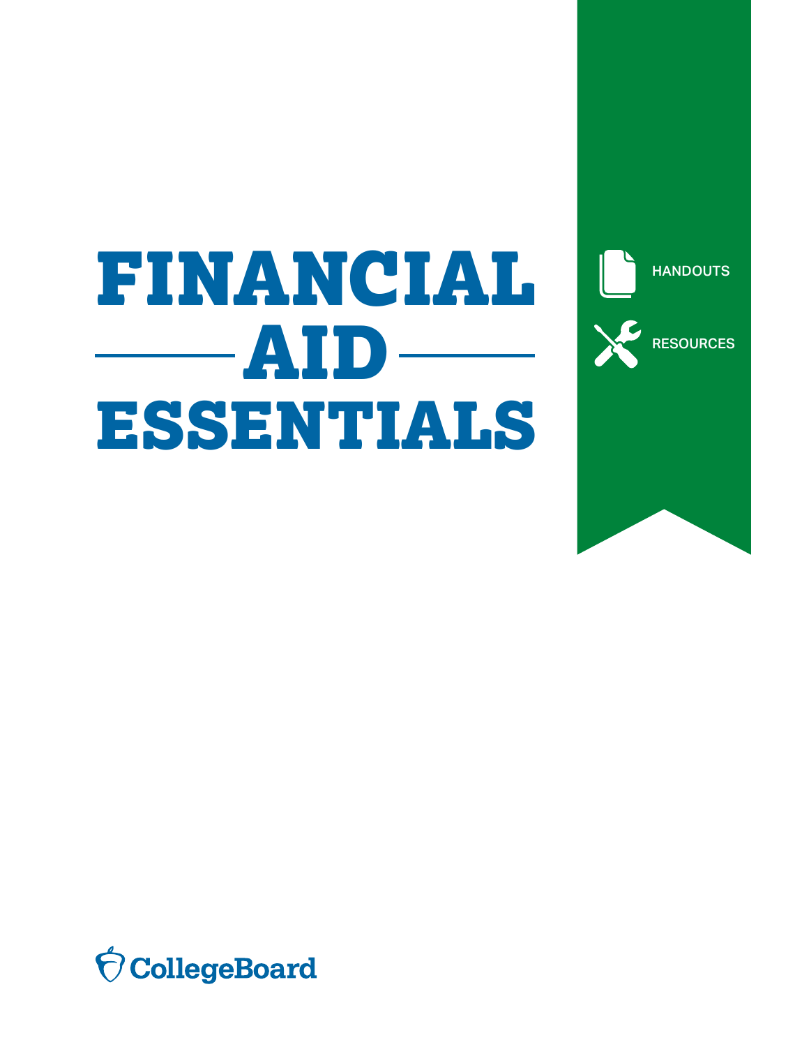# FINANCIAL AID ESSENTIALS

HANDOUTS

RESOURCES

CollegeBoard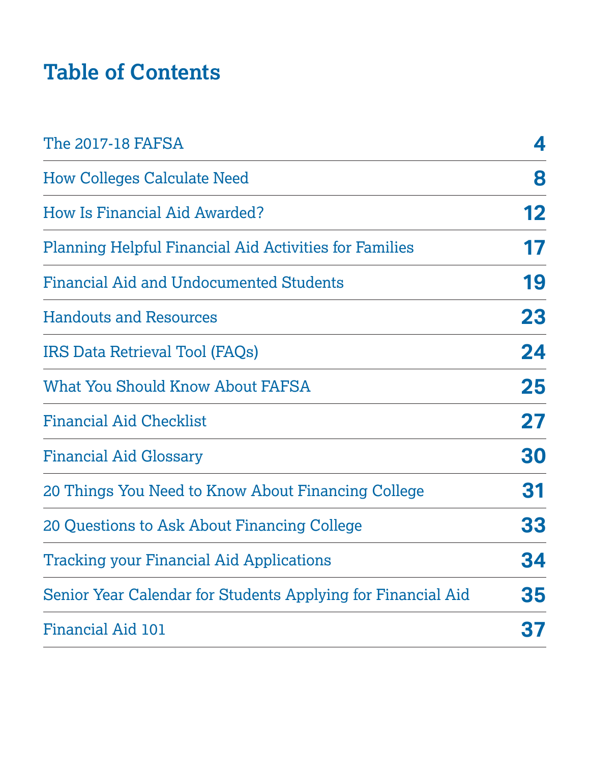# Table of Contents

| | |
|---|---|
| The 2017-18 FAFSA | 4 |
| How Colleges Calculate Need | 8 |
| How Is Financial Aid Awarded? | 12 |
| Planning Helpful Financial Aid Activities for Families | 17 |
| Financial Aid and Undocumented Students | 19 |
| Handouts and Resources | 23 |
| IRS Data Retrieval Tool (FAQs) | 24 |
| What You Should Know About FAFSA | 25 |
| Financial Aid Checklist | 27 |
| Financial Aid Glossary | 30 |
| 20 Things You Need to Know About Financing College | 31 |
| 20 Questions to Ask About Financing College | 33 |
| Tracking your Financial Aid Applications | 34 |
| Senior Year Calendar for Students Applying for Financial Aid | 35 |
| Financial Aid 101 | 37 |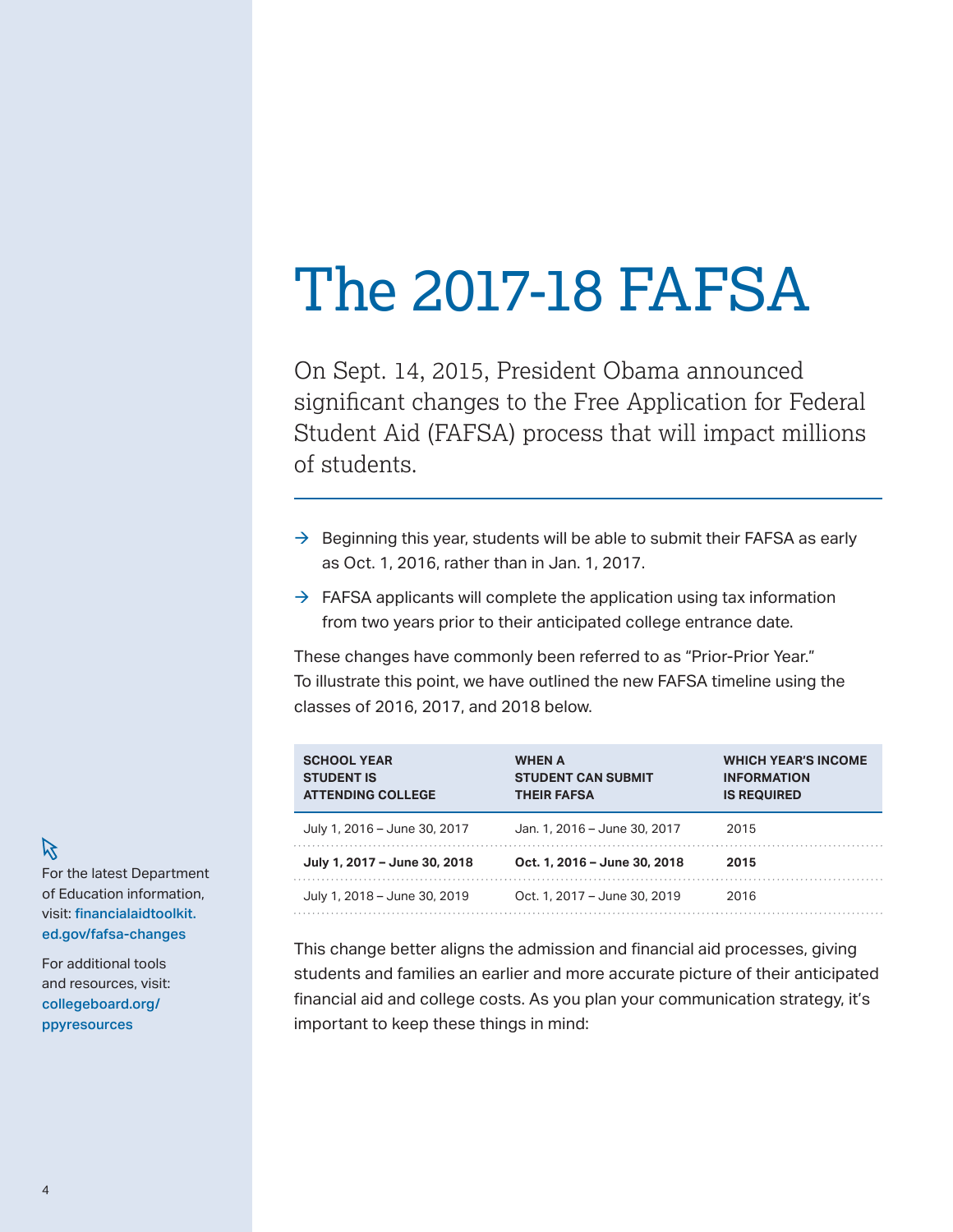# The 2017-18 FAFSA

On Sept. 14, 2015, President Obama announced significant changes to the Free Application for Federal Student Aid (FAFSA) process that will impact millions of students.

- → Beginning this year, students will be able to submit their FAFSA as early as Oct. 1, 2016, rather than in Jan. 1, 2017.
- → FAFSA applicants will complete the application using tax information from two years prior to their anticipated college entrance date.

These changes have commonly been referred to as "Prior-Prior Year." To illustrate this point, we have outlined the new FAFSA timeline using the classes of 2016, 2017, and 2018 below.

| SCHOOL YEAR STUDENT IS ATTENDING COLLEGE | WHEN A STUDENT CAN SUBMIT THEIR FAFSA | WHICH YEAR'S INCOME INFORMATION IS REQUIRED |
| --- | --- | --- |
| July 1, 2016 – June 30, 2017 | Jan. 1, 2016 – June 30, 2017 | 2015 |
| **July 1, 2017 – June 30, 2018** | **Oct. 1, 2016 – June 30, 2018** | **2015** |
| July 1, 2018 – June 30, 2019 | Oct. 1, 2017 – June 30, 2019 | 2016 |

This change better aligns the admission and financial aid processes, giving students and families an earlier and more accurate picture of their anticipated financial aid and college costs. As you plan your communication strategy, it's important to keep these things in mind:

For the latest Department of Education information, visit: **financialaidtoolkit.ed.gov/fafsa-changes**

For additional tools and resources, visit: **collegeboard.org/ppyresources**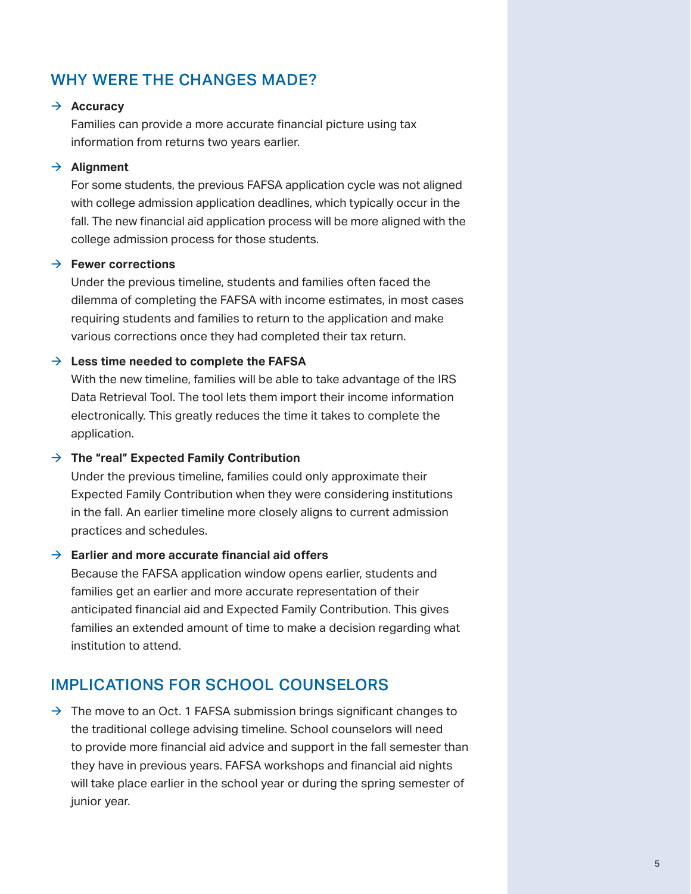## WHY WERE THE CHANGES MADE?

→ **Accuracy**
Families can provide a more accurate financial picture using tax information from returns two years earlier.

→ **Alignment**
For some students, the previous FAFSA application cycle was not aligned with college admission application deadlines, which typically occur in the fall. The new financial aid application process will be more aligned with the college admission process for those students.

→ **Fewer corrections**
Under the previous timeline, students and families often faced the dilemma of completing the FAFSA with income estimates, in most cases requiring students and families to return to the application and make various corrections once they had completed their tax return.

→ **Less time needed to complete the FAFSA**
With the new timeline, families will be able to take advantage of the IRS Data Retrieval Tool. The tool lets them import their income information electronically. This greatly reduces the time it takes to complete the application.

→ **The "real" Expected Family Contribution**
Under the previous timeline, families could only approximate their Expected Family Contribution when they were considering institutions in the fall. An earlier timeline more closely aligns to current admission practices and schedules.

→ **Earlier and more accurate financial aid offers**
Because the FAFSA application window opens earlier, students and families get an earlier and more accurate representation of their anticipated financial aid and Expected Family Contribution. This gives families an extended amount of time to make a decision regarding what institution to attend.

## IMPLICATIONS FOR SCHOOL COUNSELORS

→ The move to an Oct. 1 FAFSA submission brings significant changes to the traditional college advising timeline. School counselors will need to provide more financial aid advice and support in the fall semester than they have in previous years. FAFSA workshops and financial aid nights will take place earlier in the school year or during the spring semester of junior year.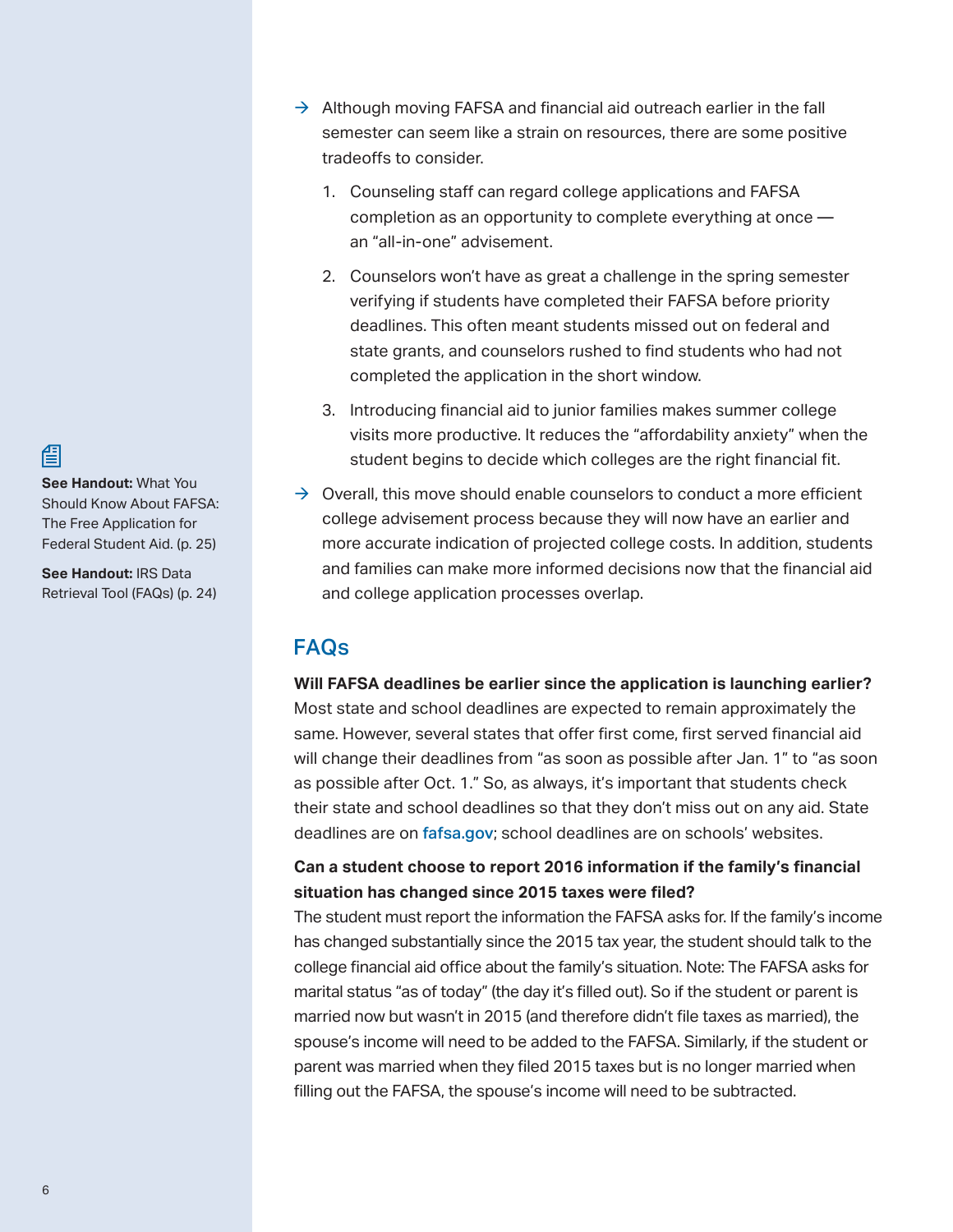- Although moving FAFSA and financial aid outreach earlier in the fall semester can seem like a strain on resources, there are some positive tradeoffs to consider.
  1. Counseling staff can regard college applications and FAFSA completion as an opportunity to complete everything at once — an "all-in-one" advisement.
  2. Counselors won't have as great a challenge in the spring semester verifying if students have completed their FAFSA before priority deadlines. This often meant students missed out on federal and state grants, and counselors rushed to find students who had not completed the application in the short window.
  3. Introducing financial aid to junior families makes summer college visits more productive. It reduces the "affordability anxiety" when the student begins to decide which colleges are the right financial fit.
- Overall, this move should enable counselors to conduct a more efficient college advisement process because they will now have an earlier and more accurate indication of projected college costs. In addition, students and families can make more informed decisions now that the financial aid and college application processes overlap.

**See Handout:** What You Should Know About FAFSA: The Free Application for Federal Student Aid. (p. 25)

**See Handout:** IRS Data Retrieval Tool (FAQs) (p. 24)

## FAQs

**Will FAFSA deadlines be earlier since the application is launching earlier?**
Most state and school deadlines are expected to remain approximately the same. However, several states that offer first come, first served financial aid will change their deadlines from "as soon as possible after Jan. 1" to "as soon as possible after Oct. 1." So, as always, it's important that students check their state and school deadlines so that they don't miss out on any aid. State deadlines are on fafsa.gov; school deadlines are on schools' websites.

**Can a student choose to report 2016 information if the family's financial situation has changed since 2015 taxes were filed?**
The student must report the information the FAFSA asks for. If the family's income has changed substantially since the 2015 tax year, the student should talk to the college financial aid office about the family's situation. Note: The FAFSA asks for marital status "as of today" (the day it's filled out). So if the student or parent is married now but wasn't in 2015 (and therefore didn't file taxes as married), the spouse's income will need to be added to the FAFSA. Similarly, if the student or parent was married when they filed 2015 taxes but is no longer married when filling out the FAFSA, the spouse's income will need to be subtracted.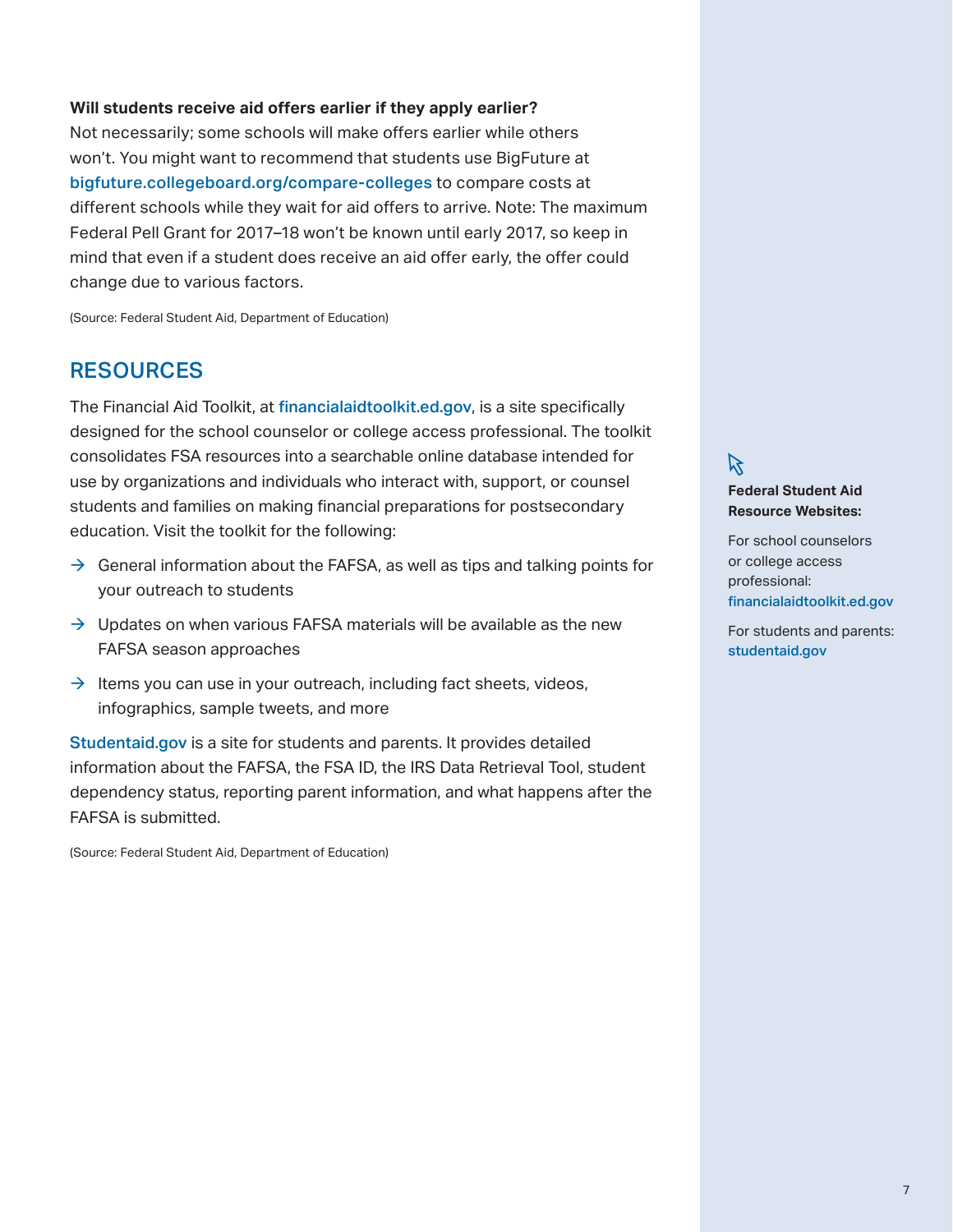**Will students receive aid offers earlier if they apply earlier?**
Not necessarily; some schools will make offers earlier while others won't. You might want to recommend that students use BigFuture at bigfuture.collegeboard.org/compare-colleges to compare costs at different schools while they wait for aid offers to arrive. Note: The maximum Federal Pell Grant for 2017–18 won't be known until early 2017, so keep in mind that even if a student does receive an aid offer early, the offer could change due to various factors.

(Source: Federal Student Aid, Department of Education)

## RESOURCES

The Financial Aid Toolkit, at financialaidtoolkit.ed.gov, is a site specifically designed for the school counselor or college access professional. The toolkit consolidates FSA resources into a searchable online database intended for use by organizations and individuals who interact with, support, or counsel students and families on making financial preparations for postsecondary education. Visit the toolkit for the following:

- General information about the FAFSA, as well as tips and talking points for your outreach to students
- Updates on when various FAFSA materials will be available as the new FAFSA season approaches
- Items you can use in your outreach, including fact sheets, videos, infographics, sample tweets, and more

Studentaid.gov is a site for students and parents. It provides detailed information about the FAFSA, the FSA ID, the IRS Data Retrieval Tool, student dependency status, reporting parent information, and what happens after the FAFSA is submitted.

(Source: Federal Student Aid, Department of Education)

**Federal Student Aid Resource Websites:**

For school counselors or college access professional: financialaidtoolkit.ed.gov

For students and parents: studentaid.gov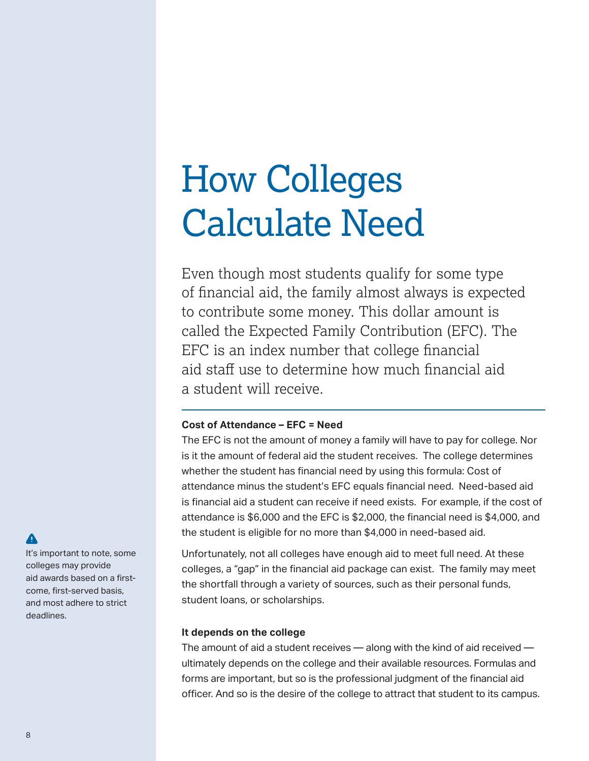# How Colleges Calculate Need

Even though most students qualify for some type of financial aid, the family almost always is expected to contribute some money. This dollar amount is called the Expected Family Contribution (EFC). The EFC is an index number that college financial aid staff use to determine how much financial aid a student will receive.

**Cost of Attendance – EFC = Need**

The EFC is not the amount of money a family will have to pay for college. Nor is it the amount of federal aid the student receives. The college determines whether the student has financial need by using this formula: Cost of attendance minus the student's EFC equals financial need. Need-based aid is financial aid a student can receive if need exists. For example, if the cost of attendance is $6,000 and the EFC is $2,000, the financial need is $4,000, and the student is eligible for no more than $4,000 in need-based aid.

Unfortunately, not all colleges have enough aid to meet full need. At these colleges, a "gap" in the financial aid package can exist. The family may meet the shortfall through a variety of sources, such as their personal funds, student loans, or scholarships.

**It depends on the college**

The amount of aid a student receives — along with the kind of aid received — ultimately depends on the college and their available resources. Formulas and forms are important, but so is the professional judgment of the financial aid officer. And so is the desire of the college to attract that student to its campus.

It's important to note, some colleges may provide aid awards based on a first-come, first-served basis, and most adhere to strict deadlines.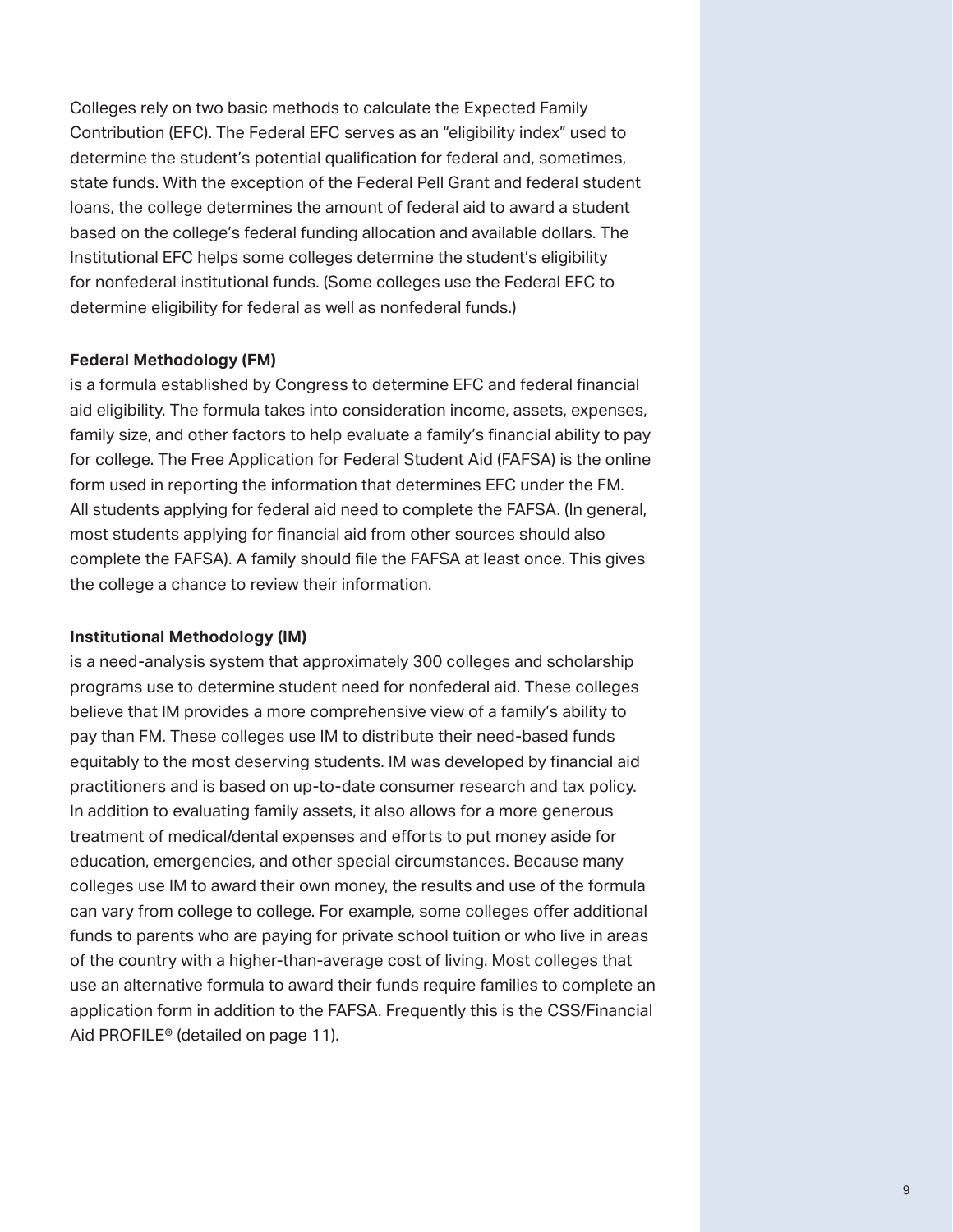Colleges rely on two basic methods to calculate the Expected Family Contribution (EFC). The Federal EFC serves as an "eligibility index" used to determine the student's potential qualification for federal and, sometimes, state funds. With the exception of the Federal Pell Grant and federal student loans, the college determines the amount of federal aid to award a student based on the college's federal funding allocation and available dollars. The Institutional EFC helps some colleges determine the student's eligibility for nonfederal institutional funds. (Some colleges use the Federal EFC to determine eligibility for federal as well as nonfederal funds.)

**Federal Methodology (FM)**
is a formula established by Congress to determine EFC and federal financial aid eligibility. The formula takes into consideration income, assets, expenses, family size, and other factors to help evaluate a family's financial ability to pay for college. The Free Application for Federal Student Aid (FAFSA) is the online form used in reporting the information that determines EFC under the FM. All students applying for federal aid need to complete the FAFSA. (In general, most students applying for financial aid from other sources should also complete the FAFSA). A family should file the FAFSA at least once. This gives the college a chance to review their information.

**Institutional Methodology (IM)**
is a need-analysis system that approximately 300 colleges and scholarship programs use to determine student need for nonfederal aid. These colleges believe that IM provides a more comprehensive view of a family's ability to pay than FM. These colleges use IM to distribute their need-based funds equitably to the most deserving students. IM was developed by financial aid practitioners and is based on up-to-date consumer research and tax policy. In addition to evaluating family assets, it also allows for a more generous treatment of medical/dental expenses and efforts to put money aside for education, emergencies, and other special circumstances. Because many colleges use IM to award their own money, the results and use of the formula can vary from college to college. For example, some colleges offer additional funds to parents who are paying for private school tuition or who live in areas of the country with a higher-than-average cost of living. Most colleges that use an alternative formula to award their funds require families to complete an application form in addition to the FAFSA. Frequently this is the CSS/Financial Aid PROFILE® (detailed on page 11).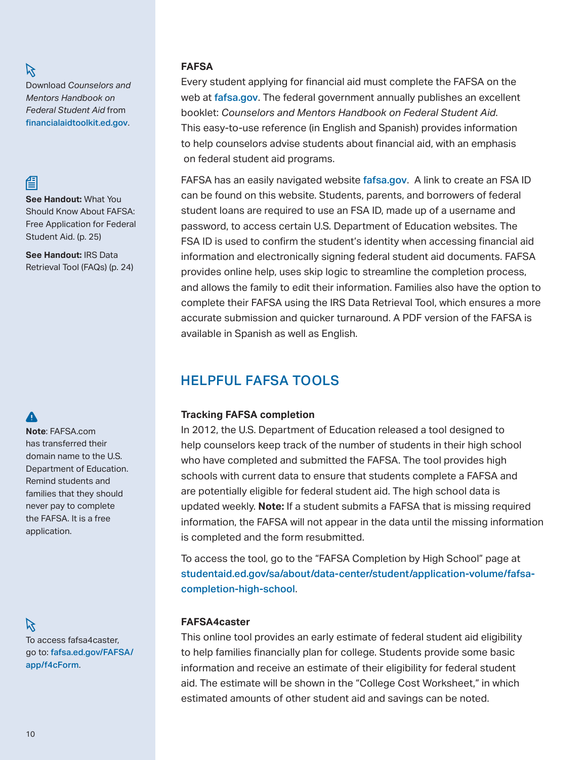Download *Counselors and Mentors Handbook on Federal Student Aid* from financialaidtoolkit.ed.gov.

**See Handout:** What You Should Know About FAFSA: Free Application for Federal Student Aid. (p. 25)

**See Handout:** IRS Data Retrieval Tool (FAQs) (p. 24)

**Note**: FAFSA.com has transferred their domain name to the U.S. Department of Education. Remind students and families that they should never pay to complete the FAFSA. It is a free application.

To access fafsa4caster, go to: fafsa.ed.gov/FAFSA/app/f4cForm.

### FAFSA

Every student applying for financial aid must complete the FAFSA on the web at fafsa.gov. The federal government annually publishes an excellent booklet: *Counselors and Mentors Handbook on Federal Student Aid*. This easy-to-use reference (in English and Spanish) provides information to help counselors advise students about financial aid, with an emphasis on federal student aid programs.

FAFSA has an easily navigated website fafsa.gov. A link to create an FSA ID can be found on this website. Students, parents, and borrowers of federal student loans are required to use an FSA ID, made up of a username and password, to access certain U.S. Department of Education websites. The FSA ID is used to confirm the student's identity when accessing financial aid information and electronically signing federal student aid documents. FAFSA provides online help, uses skip logic to streamline the completion process, and allows the family to edit their information. Families also have the option to complete their FAFSA using the IRS Data Retrieval Tool, which ensures a more accurate submission and quicker turnaround. A PDF version of the FAFSA is available in Spanish as well as English.

## HELPFUL FAFSA TOOLS

### Tracking FAFSA completion

In 2012, the U.S. Department of Education released a tool designed to help counselors keep track of the number of students in their high school who have completed and submitted the FAFSA. The tool provides high schools with current data to ensure that students complete a FAFSA and are potentially eligible for federal student aid. The high school data is updated weekly. **Note:** If a student submits a FAFSA that is missing required information, the FAFSA will not appear in the data until the missing information is completed and the form resubmitted.

To access the tool, go to the "FAFSA Completion by High School" page at studentaid.ed.gov/sa/about/data-center/student/application-volume/fafsa-completion-high-school.

### FAFSA4caster

This online tool provides an early estimate of federal student aid eligibility to help families financially plan for college. Students provide some basic information and receive an estimate of their eligibility for federal student aid. The estimate will be shown in the "College Cost Worksheet," in which estimated amounts of other student aid and savings can be noted.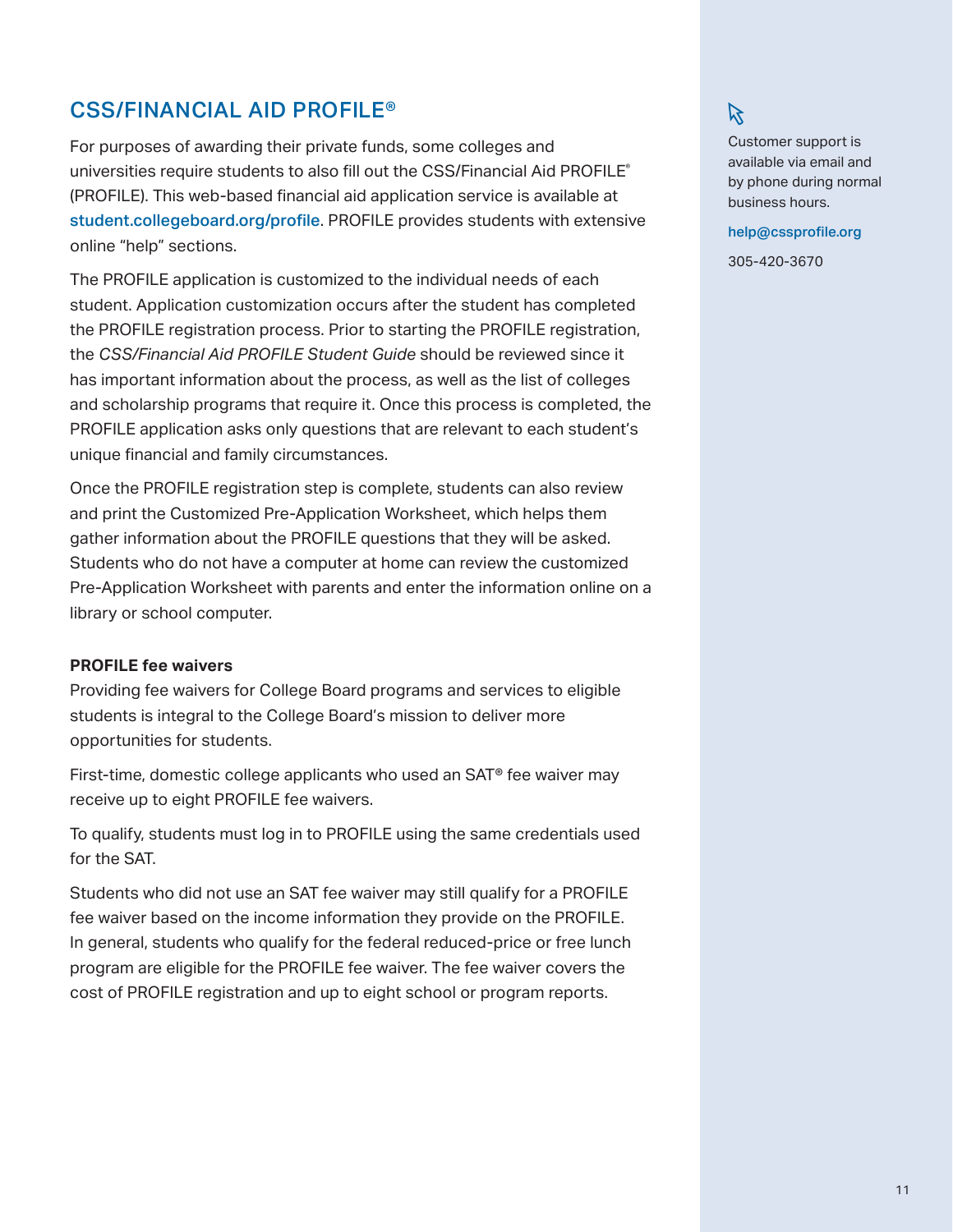## CSS/FINANCIAL AID PROFILE®

For purposes of awarding their private funds, some colleges and universities require students to also fill out the CSS/Financial Aid PROFILE® (PROFILE). This web-based financial aid application service is available at student.collegeboard.org/profile. PROFILE provides students with extensive online "help" sections.

The PROFILE application is customized to the individual needs of each student. Application customization occurs after the student has completed the PROFILE registration process. Prior to starting the PROFILE registration, the *CSS/Financial Aid PROFILE Student Guide* should be reviewed since it has important information about the process, as well as the list of colleges and scholarship programs that require it. Once this process is completed, the PROFILE application asks only questions that are relevant to each student's unique financial and family circumstances.

Once the PROFILE registration step is complete, students can also review and print the Customized Pre-Application Worksheet, which helps them gather information about the PROFILE questions that they will be asked. Students who do not have a computer at home can review the customized Pre-Application Worksheet with parents and enter the information online on a library or school computer.

**PROFILE fee waivers**

Providing fee waivers for College Board programs and services to eligible students is integral to the College Board's mission to deliver more opportunities for students.

First-time, domestic college applicants who used an SAT® fee waiver may receive up to eight PROFILE fee waivers.

To qualify, students must log in to PROFILE using the same credentials used for the SAT.

Students who did not use an SAT fee waiver may still qualify for a PROFILE fee waiver based on the income information they provide on the PROFILE. In general, students who qualify for the federal reduced-price or free lunch program are eligible for the PROFILE fee waiver. The fee waiver covers the cost of PROFILE registration and up to eight school or program reports.

Customer support is available via email and by phone during normal business hours.

help@cssprofile.org

305-420-3670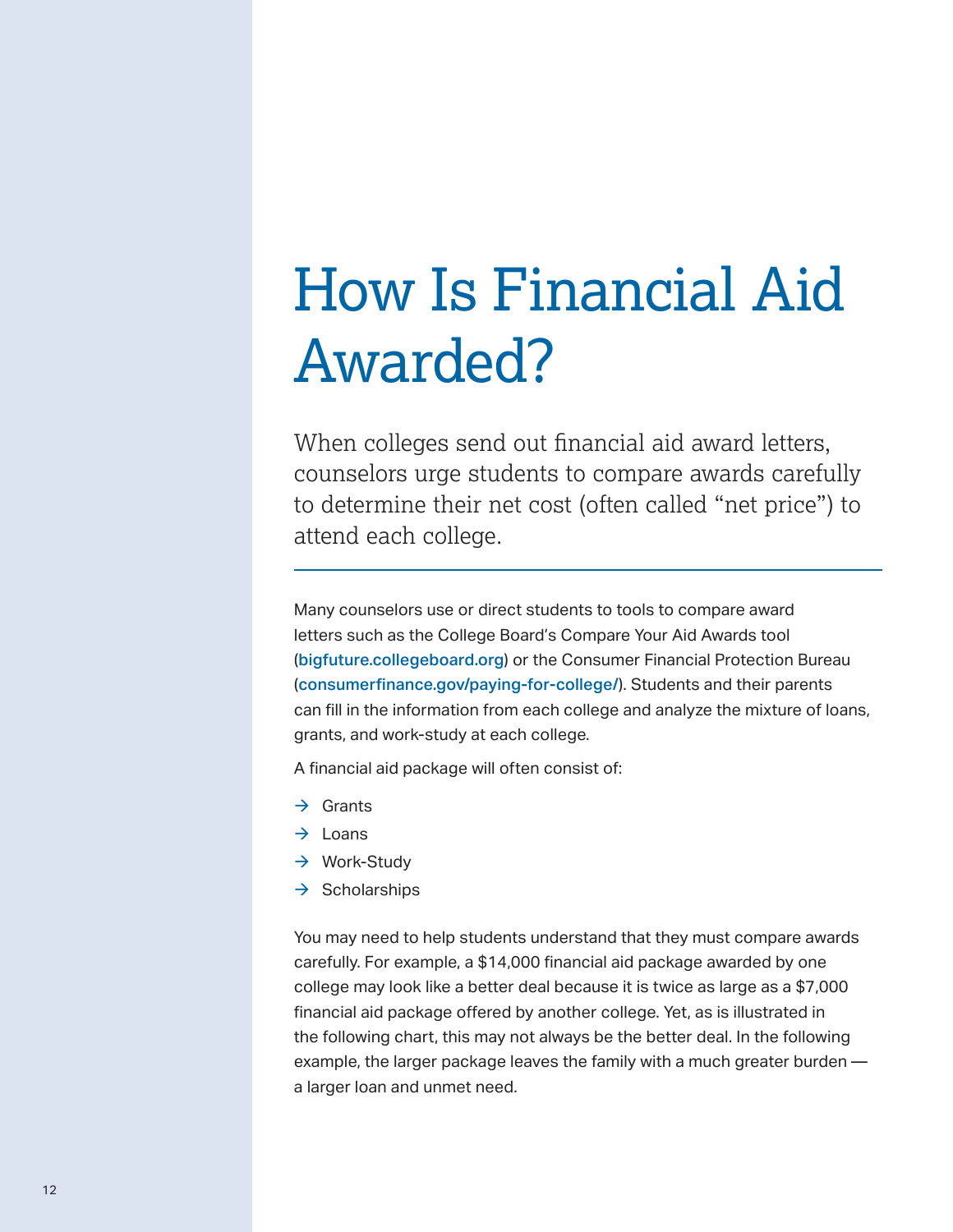# How Is Financial Aid Awarded?

When colleges send out financial aid award letters, counselors urge students to compare awards carefully to determine their net cost (often called "net price") to attend each college.

---

Many counselors use or direct students to tools to compare award letters such as the College Board's Compare Your Aid Awards tool (bigfuture.collegeboard.org) or the Consumer Financial Protection Bureau (consumerfinance.gov/paying-for-college/). Students and their parents can fill in the information from each college and analyze the mixture of loans, grants, and work-study at each college.

A financial aid package will often consist of:

- → Grants
- → Loans
- → Work-Study
- → Scholarships

You may need to help students understand that they must compare awards carefully. For example, a $14,000 financial aid package awarded by one college may look like a better deal because it is twice as large as a $7,000 financial aid package offered by another college. Yet, as is illustrated in the following chart, this may not always be the better deal. In the following example, the larger package leaves the family with a much greater burden — a larger loan and unmet need.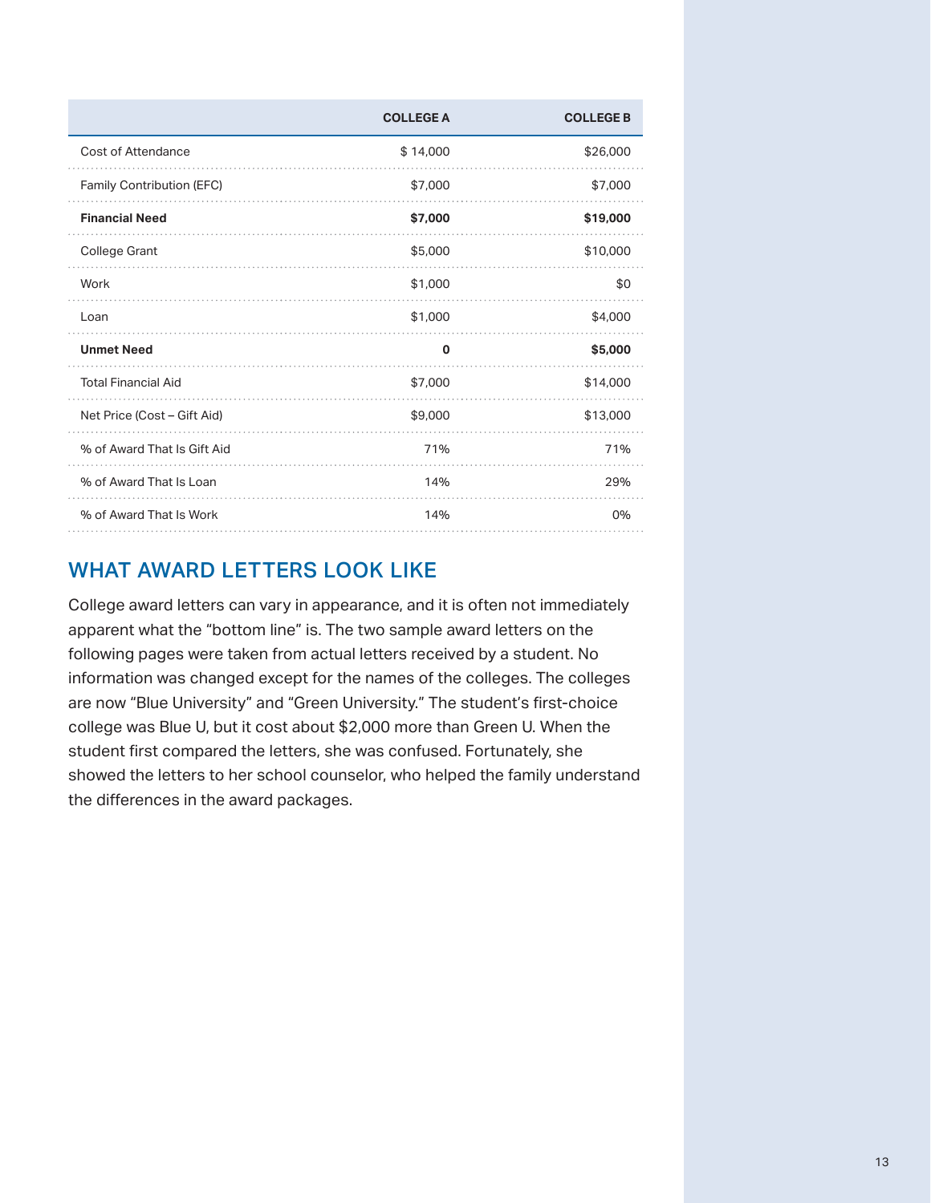| | COLLEGE A | COLLEGE B |
|---|---|---|
| Cost of Attendance | $ 14,000 | $26,000 |
| Family Contribution (EFC) | $7,000 | $7,000 |
| **Financial Need** | **$7,000** | **$19,000** |
| College Grant | $5,000 | $10,000 |
| Work | $1,000 | $0 |
| Loan | $1,000 | $4,000 |
| **Unmet Need** | **0** | **$5,000** |
| Total Financial Aid | $7,000 | $14,000 |
| Net Price (Cost – Gift Aid) | $9,000 | $13,000 |
| % of Award That Is Gift Aid | 71% | 71% |
| % of Award That Is Loan | 14% | 29% |
| % of Award That Is Work | 14% | 0% |

## WHAT AWARD LETTERS LOOK LIKE

College award letters can vary in appearance, and it is often not immediately apparent what the "bottom line" is. The two sample award letters on the following pages were taken from actual letters received by a student. No information was changed except for the names of the colleges. The colleges are now "Blue University" and "Green University." The student's first-choice college was Blue U, but it cost about $2,000 more than Green U. When the student first compared the letters, she was confused. Fortunately, she showed the letters to her school counselor, who helped the family understand the differences in the award packages.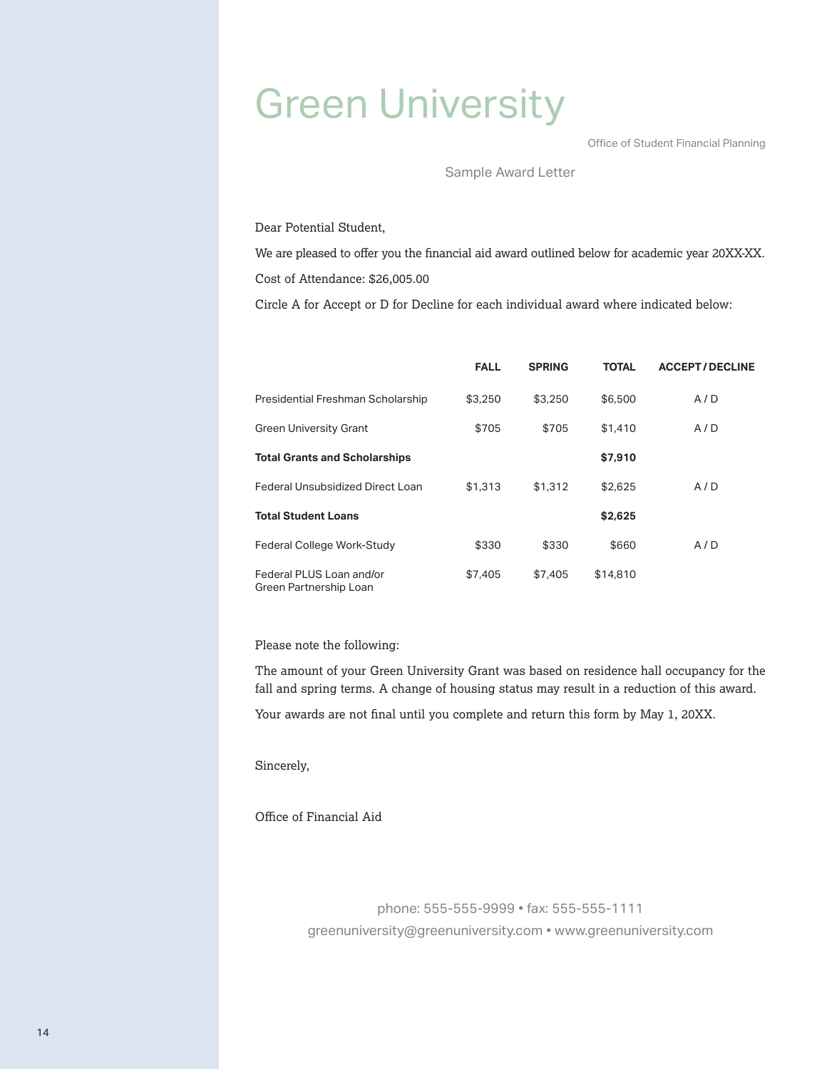# Green University

Office of Student Financial Planning

Sample Award Letter

Dear Potential Student,

We are pleased to offer you the financial aid award outlined below for academic year 20XX-XX.

Cost of Attendance: $26,005.00

Circle A for Accept or D for Decline for each individual award where indicated below:

| | FALL | SPRING | TOTAL | ACCEPT / DECLINE |
|---|---|---|---|---|
| Presidential Freshman Scholarship | $3,250 | $3,250 | $6,500 | A / D |
| Green University Grant | $705 | $705 | $1,410 | A / D |
| **Total Grants and Scholarships** | | | **$7,910** | |
| Federal Unsubsidized Direct Loan | $1,313 | $1,312 | $2,625 | A / D |
| **Total Student Loans** | | | **$2,625** | |
| Federal College Work-Study | $330 | $330 | $660 | A / D |
| Federal PLUS Loan and/or Green Partnership Loan | $7,405 | $7,405 | $14,810 | |

Please note the following:

The amount of your Green University Grant was based on residence hall occupancy for the fall and spring terms. A change of housing status may result in a reduction of this award.

Your awards are not final until you complete and return this form by May 1, 20XX.

Sincerely,

Office of Financial Aid

phone: 555-555-9999 • fax: 555-555-1111
greenuniversity@greenuniversity.com • www.greenuniversity.com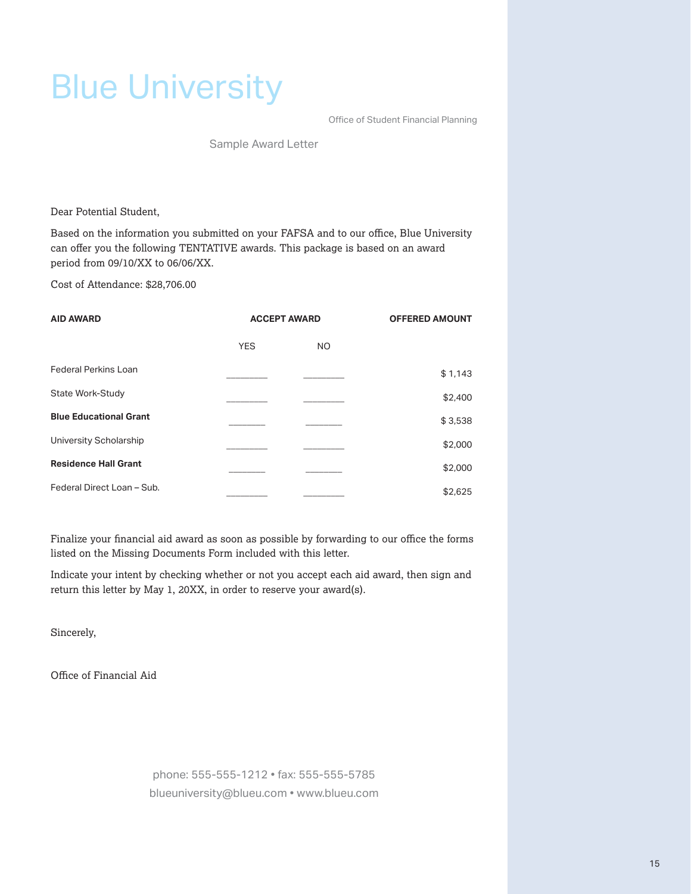# Blue University

Office of Student Financial Planning

Sample Award Letter

Dear Potential Student,

Based on the information you submitted on your FAFSA and to our office, Blue University can offer you the following TENTATIVE awards. This package is based on an award period from 09/10/XX to 06/06/XX.

Cost of Attendance: $28,706.00

| AID AWARD | ACCEPT AWARD | | OFFERED AMOUNT |
|---|---|---|---|
| | YES | NO | |
| Federal Perkins Loan | ________ | ________ | $ 1,143 |
| State Work-Study | ________ | ________ | $2,400 |
| **Blue Educational Grant** | ________ | ________ | $ 3,538 |
| University Scholarship | ________ | ________ | $2,000 |
| **Residence Hall Grant** | ________ | ________ | $2,000 |
| Federal Direct Loan – Sub. | ________ | ________ | $2,625 |

Finalize your financial aid award as soon as possible by forwarding to our office the forms listed on the Missing Documents Form included with this letter.

Indicate your intent by checking whether or not you accept each aid award, then sign and return this letter by May 1, 20XX, in order to reserve your award(s).

Sincerely,

Office of Financial Aid

phone: 555-555-1212 • fax: 555-555-5785
blueuniversity@blueu.com • www.blueu.com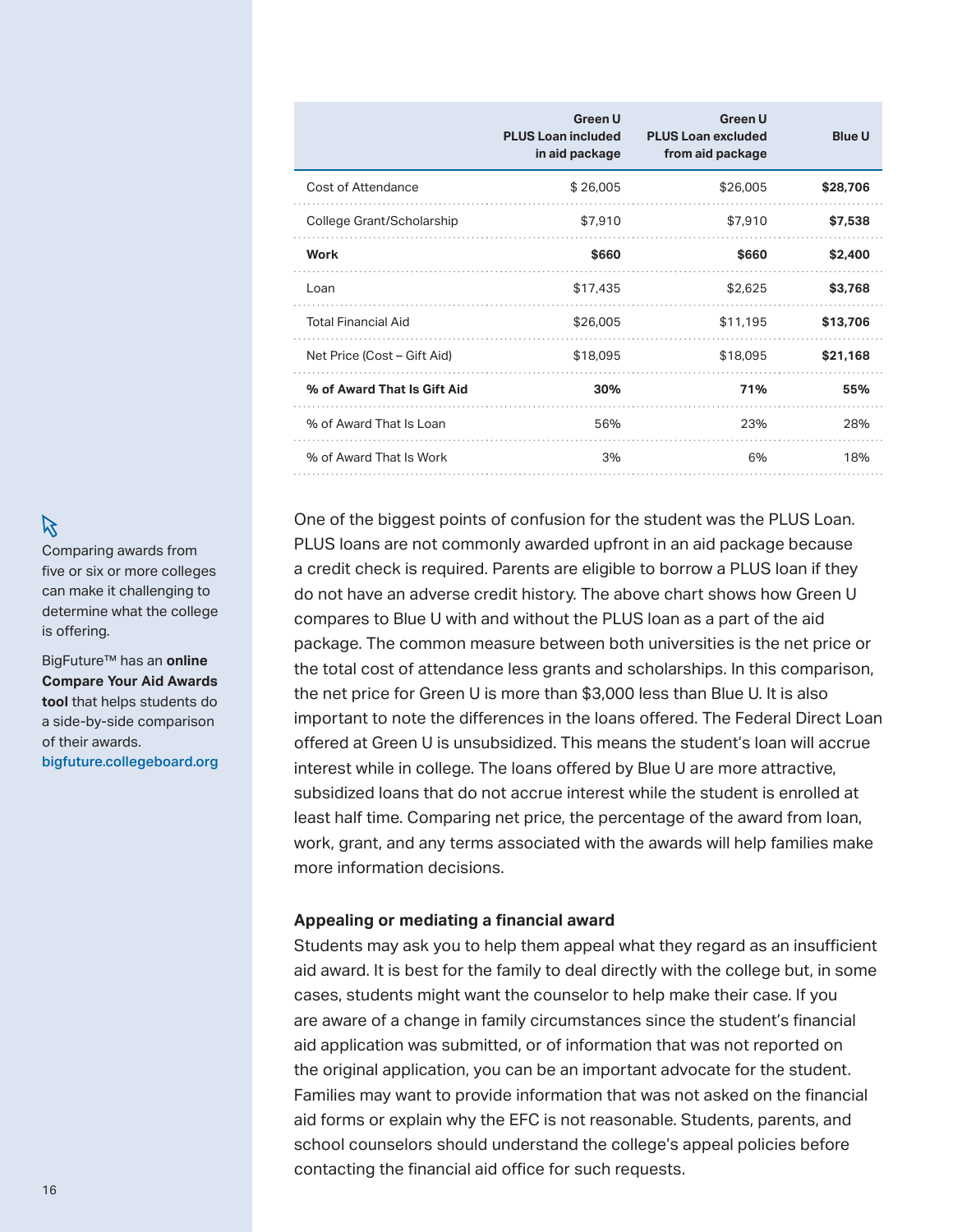| | Green U PLUS Loan included in aid package | Green U PLUS Loan excluded from aid package | Blue U |
|---|---|---|---|
| Cost of Attendance | $ 26,005 | $26,005 | **$28,706** |
| College Grant/Scholarship | $7,910 | $7,910 | **$7,538** |
| **Work** | **$660** | **$660** | **$2,400** |
| Loan | $17,435 | $2,625 | **$3,768** |
| Total Financial Aid | $26,005 | $11,195 | **$13,706** |
| Net Price (Cost – Gift Aid) | $18,095 | $18,095 | **$21,168** |
| **% of Award That Is Gift Aid** | **30%** | **71%** | **55%** |
| % of Award That Is Loan | 56% | 23% | 28% |
| % of Award That Is Work | 3% | 6% | 18% |

One of the biggest points of confusion for the student was the PLUS Loan. PLUS loans are not commonly awarded upfront in an aid package because a credit check is required. Parents are eligible to borrow a PLUS loan if they do not have an adverse credit history. The above chart shows how Green U compares to Blue U with and without the PLUS loan as a part of the aid package. The common measure between both universities is the net price or the total cost of attendance less grants and scholarships. In this comparison, the net price for Green U is more than $3,000 less than Blue U. It is also important to note the differences in the loans offered. The Federal Direct Loan offered at Green U is unsubsidized. This means the student's loan will accrue interest while in college. The loans offered by Blue U are more attractive, subsidized loans that do not accrue interest while the student is enrolled at least half time. Comparing net price, the percentage of the award from loan, work, grant, and any terms associated with the awards will help families make more information decisions.

Comparing awards from five or six or more colleges can make it challenging to determine what the college is offering.

BigFuture™ has an **online Compare Your Aid Awards tool** that helps students do a side-by-side comparison of their awards. bigfuture.collegeboard.org

### Appealing or mediating a financial award

Students may ask you to help them appeal what they regard as an insufficient aid award. It is best for the family to deal directly with the college but, in some cases, students might want the counselor to help make their case. If you are aware of a change in family circumstances since the student's financial aid application was submitted, or of information that was not reported on the original application, you can be an important advocate for the student. Families may want to provide information that was not asked on the financial aid forms or explain why the EFC is not reasonable. Students, parents, and school counselors should understand the college's appeal policies before contacting the financial aid office for such requests.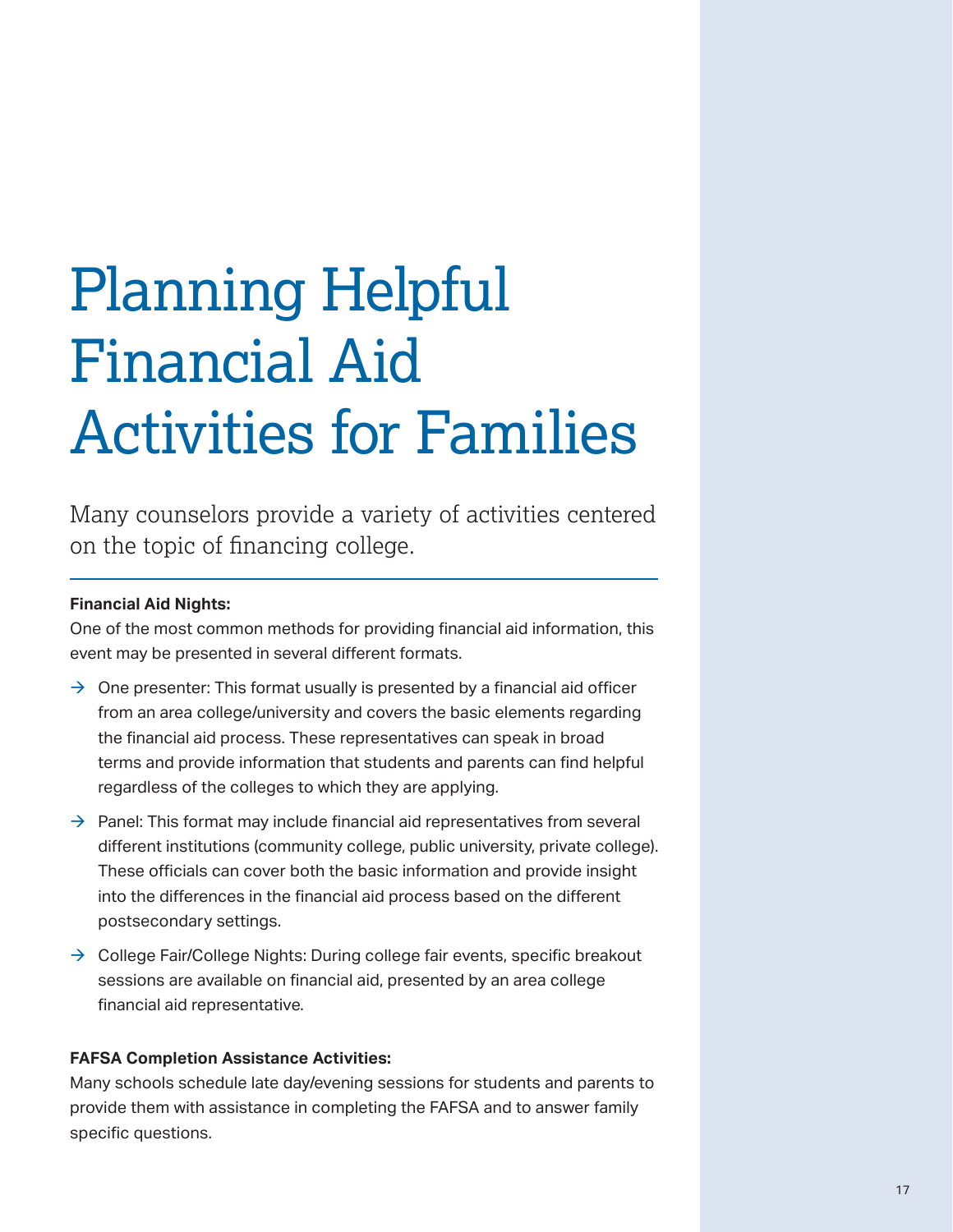# Planning Helpful Financial Aid Activities for Families

Many counselors provide a variety of activities centered on the topic of financing college.

**Financial Aid Nights:**

One of the most common methods for providing financial aid information, this event may be presented in several different formats.

- → One presenter: This format usually is presented by a financial aid officer from an area college/university and covers the basic elements regarding the financial aid process. These representatives can speak in broad terms and provide information that students and parents can find helpful regardless of the colleges to which they are applying.
- → Panel: This format may include financial aid representatives from several different institutions (community college, public university, private college). These officials can cover both the basic information and provide insight into the differences in the financial aid process based on the different postsecondary settings.
- → College Fair/College Nights: During college fair events, specific breakout sessions are available on financial aid, presented by an area college financial aid representative.

**FAFSA Completion Assistance Activities:**

Many schools schedule late day/evening sessions for students and parents to provide them with assistance in completing the FAFSA and to answer family specific questions.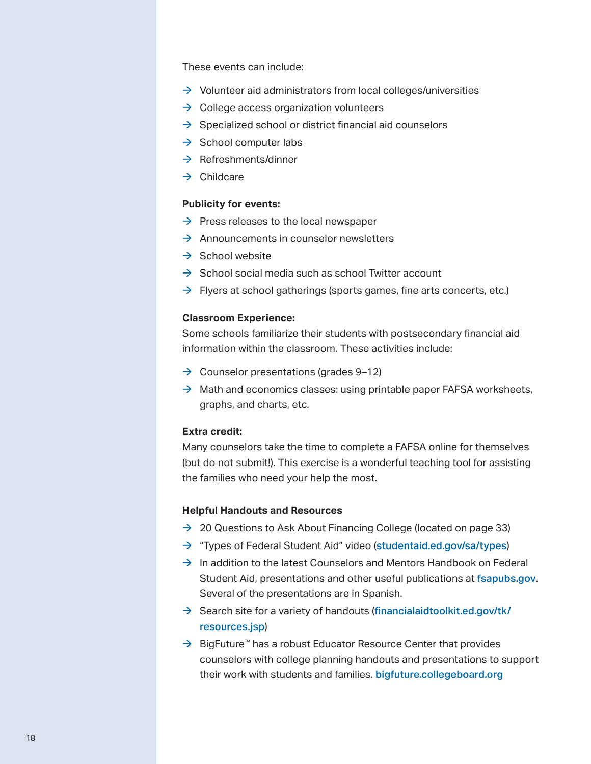These events can include:

- Volunteer aid administrators from local colleges/universities
- College access organization volunteers
- Specialized school or district financial aid counselors
- School computer labs
- Refreshments/dinner
- Childcare

**Publicity for events:**

- Press releases to the local newspaper
- Announcements in counselor newsletters
- School website
- School social media such as school Twitter account
- Flyers at school gatherings (sports games, fine arts concerts, etc.)

**Classroom Experience:**

Some schools familiarize their students with postsecondary financial aid information within the classroom. These activities include:

- Counselor presentations (grades 9–12)
- Math and economics classes: using printable paper FAFSA worksheets, graphs, and charts, etc.

**Extra credit:**

Many counselors take the time to complete a FAFSA online for themselves (but do not submit!). This exercise is a wonderful teaching tool for assisting the families who need your help the most.

**Helpful Handouts and Resources**

- 20 Questions to Ask About Financing College (located on page 33)
- "Types of Federal Student Aid" video (studentaid.ed.gov/sa/types)
- In addition to the latest Counselors and Mentors Handbook on Federal Student Aid, presentations and other useful publications at fsapubs.gov. Several of the presentations are in Spanish.
- Search site for a variety of handouts (financialaidtoolkit.ed.gov/tk/resources.jsp)
- BigFuture™ has a robust Educator Resource Center that provides counselors with college planning handouts and presentations to support their work with students and families. bigfuture.collegeboard.org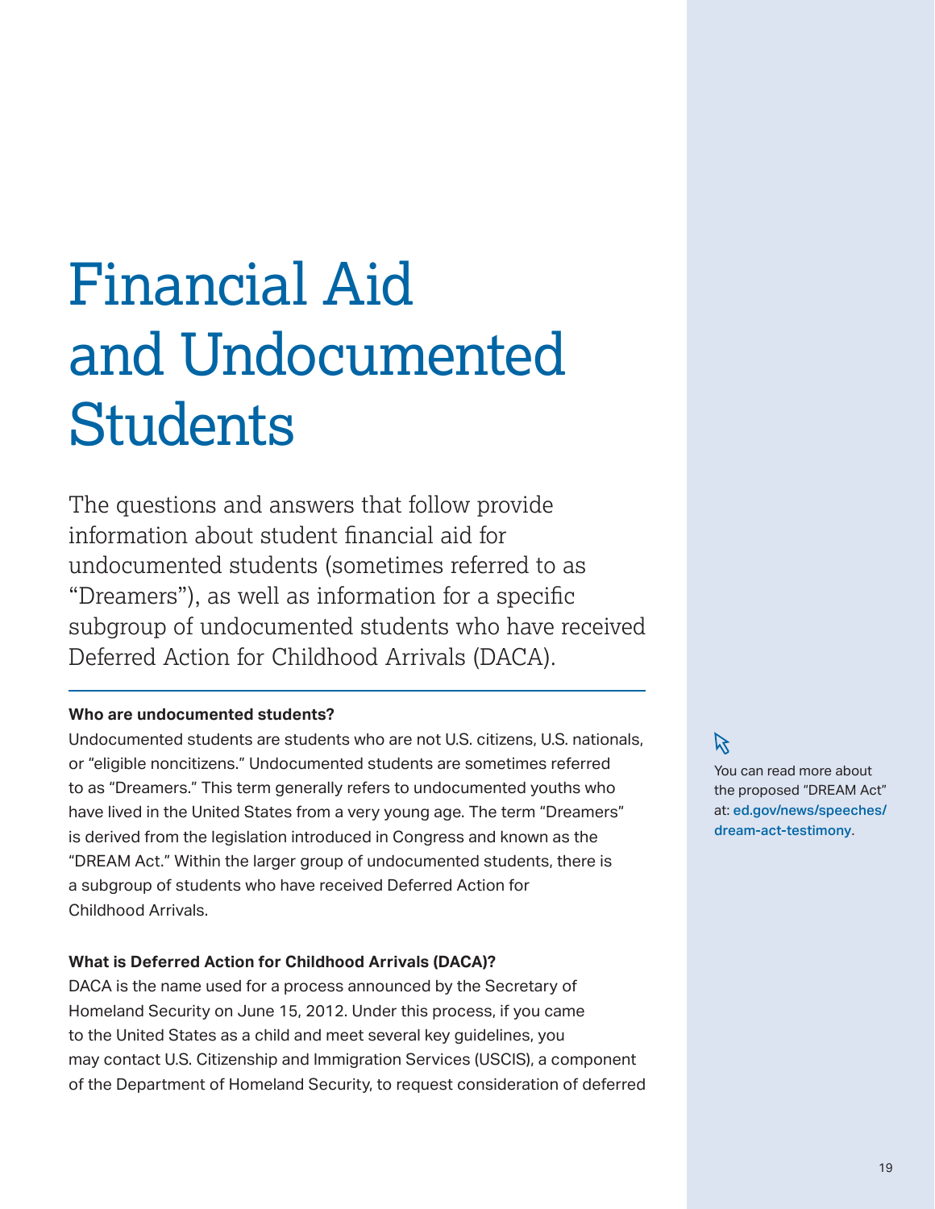# Financial Aid and Undocumented Students

The questions and answers that follow provide information about student financial aid for undocumented students (sometimes referred to as "Dreamers"), as well as information for a specific subgroup of undocumented students who have received Deferred Action for Childhood Arrivals (DACA).

**Who are undocumented students?**

Undocumented students are students who are not U.S. citizens, U.S. nationals, or "eligible noncitizens." Undocumented students are sometimes referred to as "Dreamers." This term generally refers to undocumented youths who have lived in the United States from a very young age. The term "Dreamers" is derived from the legislation introduced in Congress and known as the "DREAM Act." Within the larger group of undocumented students, there is a subgroup of students who have received Deferred Action for Childhood Arrivals.

You can read more about the proposed "DREAM Act" at: **ed.gov/news/speeches/dream-act-testimony**.

**What is Deferred Action for Childhood Arrivals (DACA)?**

DACA is the name used for a process announced by the Secretary of Homeland Security on June 15, 2012. Under this process, if you came to the United States as a child and meet several key guidelines, you may contact U.S. Citizenship and Immigration Services (USCIS), a component of the Department of Homeland Security, to request consideration of deferred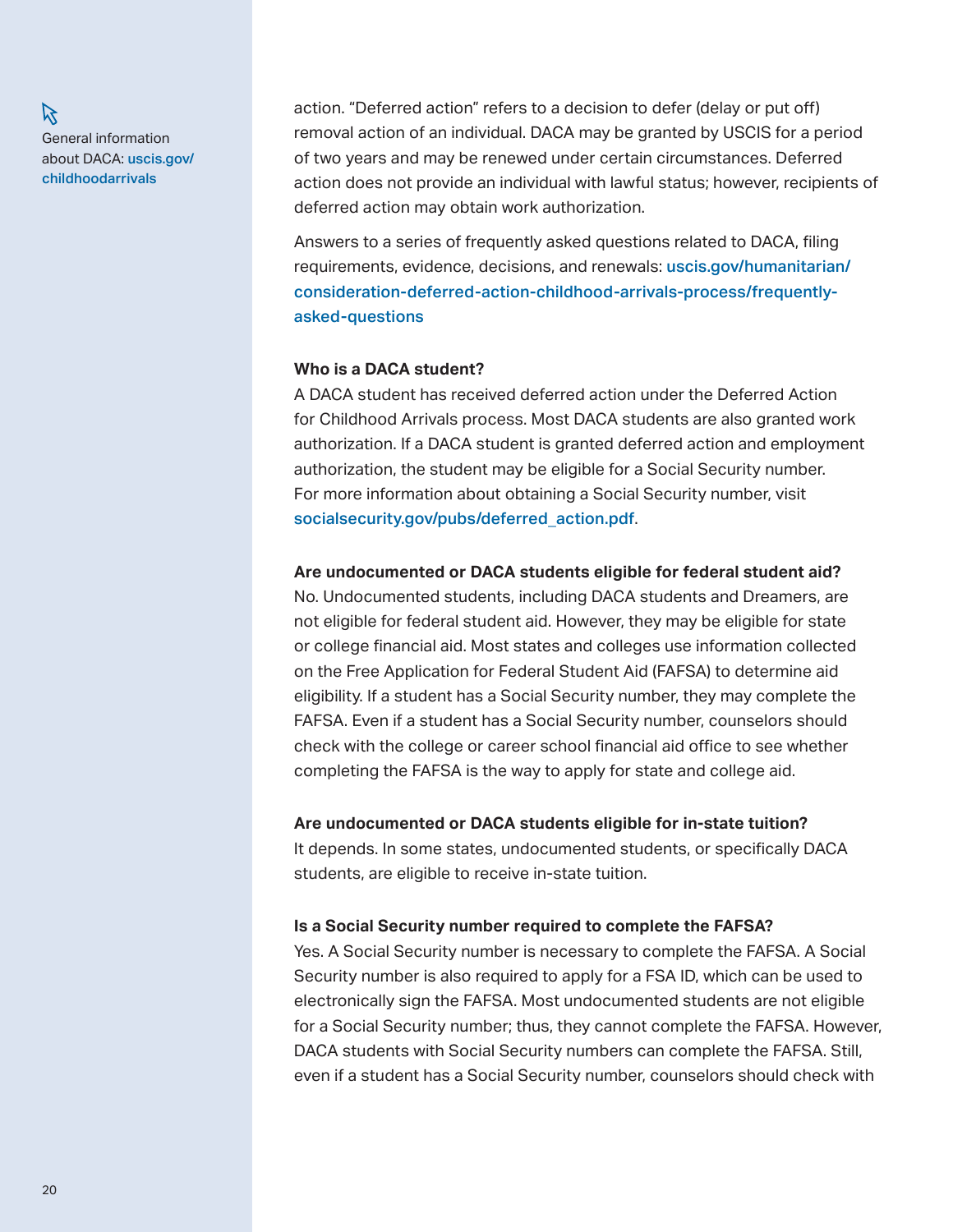General information about DACA: uscis.gov/childhoodarrivals

action. "Deferred action" refers to a decision to defer (delay or put off) removal action of an individual. DACA may be granted by USCIS for a period of two years and may be renewed under certain circumstances. Deferred action does not provide an individual with lawful status; however, recipients of deferred action may obtain work authorization.

Answers to a series of frequently asked questions related to DACA, filing requirements, evidence, decisions, and renewals: uscis.gov/humanitarian/consideration-deferred-action-childhood-arrivals-process/frequently-asked-questions

**Who is a DACA student?**

A DACA student has received deferred action under the Deferred Action for Childhood Arrivals process. Most DACA students are also granted work authorization. If a DACA student is granted deferred action and employment authorization, the student may be eligible for a Social Security number. For more information about obtaining a Social Security number, visit socialsecurity.gov/pubs/deferred_action.pdf.

**Are undocumented or DACA students eligible for federal student aid?**

No. Undocumented students, including DACA students and Dreamers, are not eligible for federal student aid. However, they may be eligible for state or college financial aid. Most states and colleges use information collected on the Free Application for Federal Student Aid (FAFSA) to determine aid eligibility. If a student has a Social Security number, they may complete the FAFSA. Even if a student has a Social Security number, counselors should check with the college or career school financial aid office to see whether completing the FAFSA is the way to apply for state and college aid.

**Are undocumented or DACA students eligible for in-state tuition?**

It depends. In some states, undocumented students, or specifically DACA students, are eligible to receive in-state tuition.

**Is a Social Security number required to complete the FAFSA?**

Yes. A Social Security number is necessary to complete the FAFSA. A Social Security number is also required to apply for a FSA ID, which can be used to electronically sign the FAFSA. Most undocumented students are not eligible for a Social Security number; thus, they cannot complete the FAFSA. However, DACA students with Social Security numbers can complete the FAFSA. Still, even if a student has a Social Security number, counselors should check with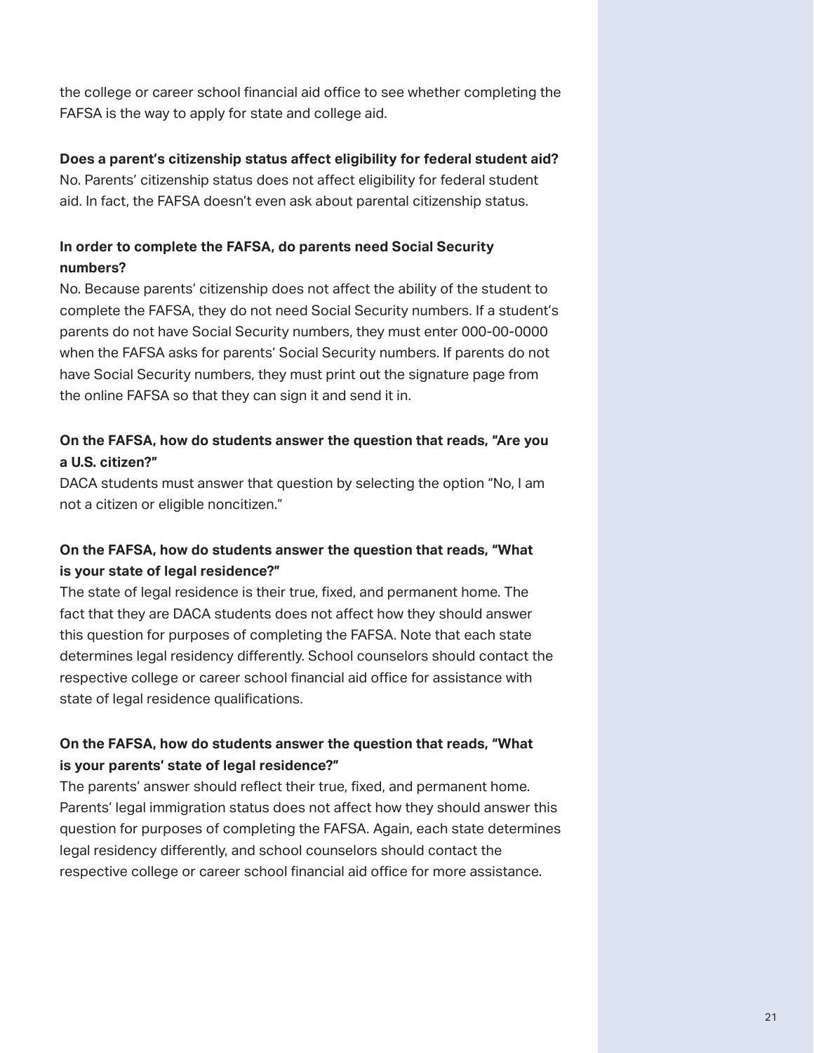the college or career school financial aid office to see whether completing the FAFSA is the way to apply for state and college aid.

**Does a parent's citizenship status affect eligibility for federal student aid?**

No. Parents' citizenship status does not affect eligibility for federal student aid. In fact, the FAFSA doesn't even ask about parental citizenship status.

**In order to complete the FAFSA, do parents need Social Security numbers?**

No. Because parents' citizenship does not affect the ability of the student to complete the FAFSA, they do not need Social Security numbers. If a student's parents do not have Social Security numbers, they must enter 000-00-0000 when the FAFSA asks for parents' Social Security numbers. If parents do not have Social Security numbers, they must print out the signature page from the online FAFSA so that they can sign it and send it in.

**On the FAFSA, how do students answer the question that reads, "Are you a U.S. citizen?"**

DACA students must answer that question by selecting the option "No, I am not a citizen or eligible noncitizen."

**On the FAFSA, how do students answer the question that reads, "What is your state of legal residence?"**

The state of legal residence is their true, fixed, and permanent home. The fact that they are DACA students does not affect how they should answer this question for purposes of completing the FAFSA. Note that each state determines legal residency differently. School counselors should contact the respective college or career school financial aid office for assistance with state of legal residence qualifications.

**On the FAFSA, how do students answer the question that reads, "What is your parents' state of legal residence?"**

The parents' answer should reflect their true, fixed, and permanent home. Parents' legal immigration status does not affect how they should answer this question for purposes of completing the FAFSA. Again, each state determines legal residency differently, and school counselors should contact the respective college or career school financial aid office for more assistance.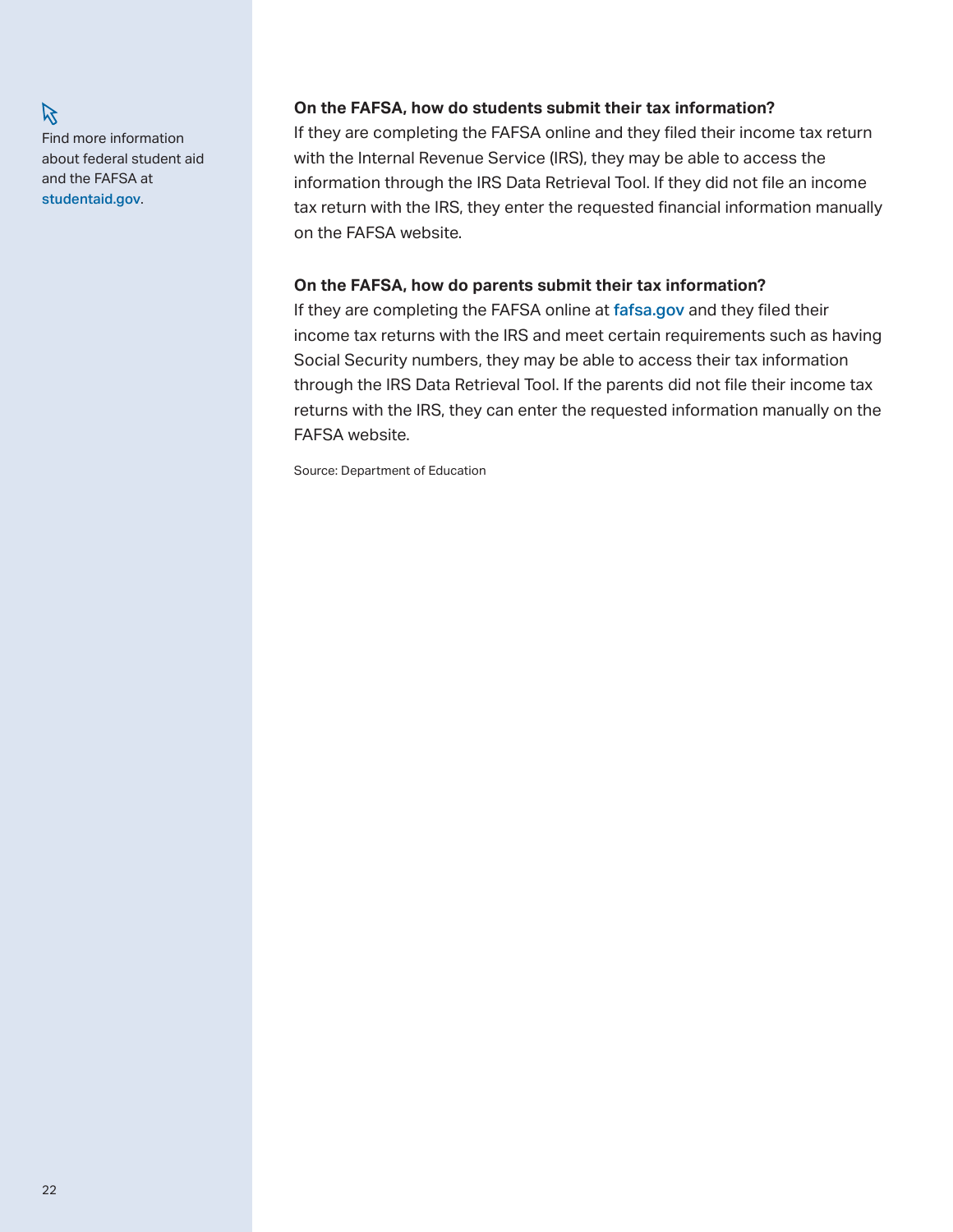Find more information about federal student aid and the FAFSA at studentaid.gov.

**On the FAFSA, how do students submit their tax information?**

If they are completing the FAFSA online and they filed their income tax return with the Internal Revenue Service (IRS), they may be able to access the information through the IRS Data Retrieval Tool. If they did not file an income tax return with the IRS, they enter the requested financial information manually on the FAFSA website.

**On the FAFSA, how do parents submit their tax information?**

If they are completing the FAFSA online at fafsa.gov and they filed their income tax returns with the IRS and meet certain requirements such as having Social Security numbers, they may be able to access their tax information through the IRS Data Retrieval Tool. If the parents did not file their income tax returns with the IRS, they can enter the requested information manually on the FAFSA website.

Source: Department of Education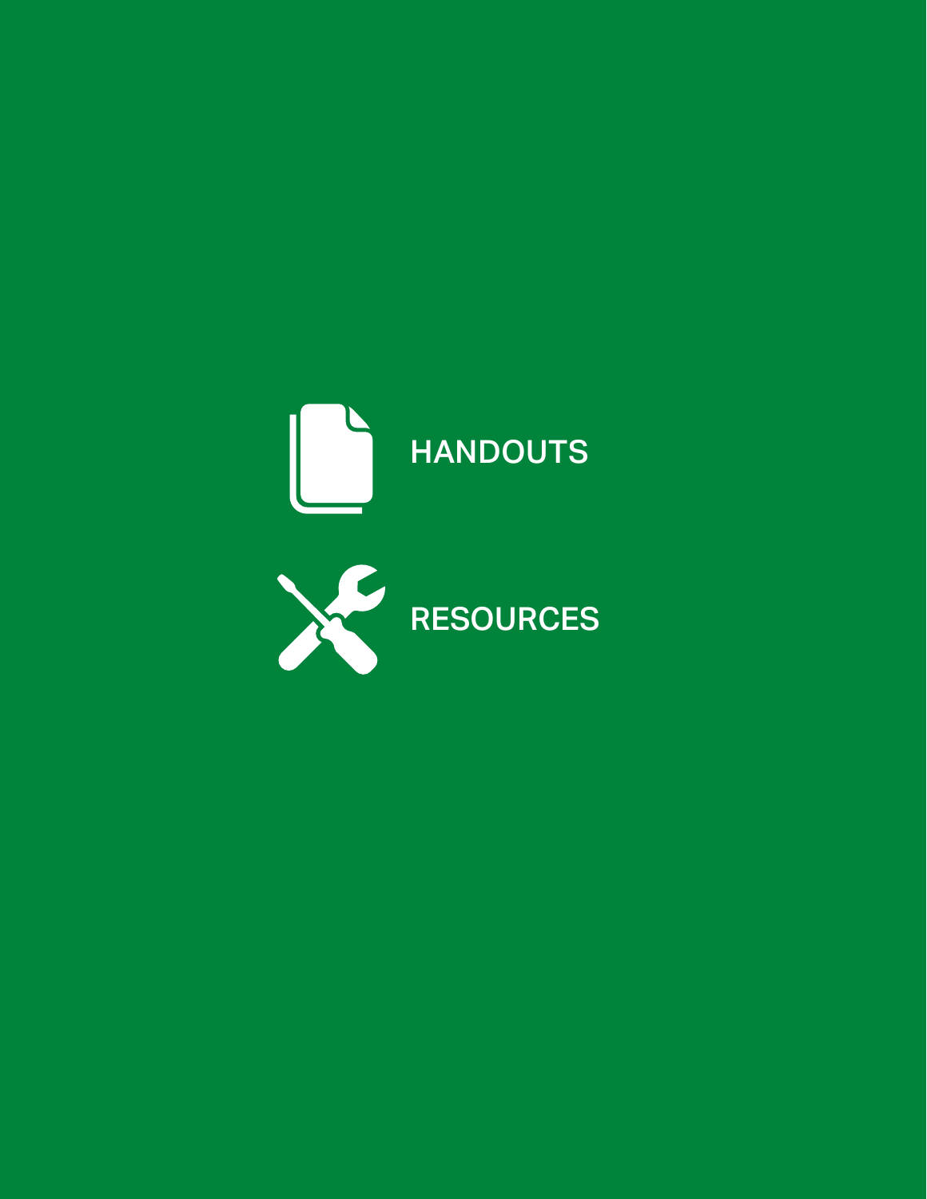# HANDOUTS

# RESOURCES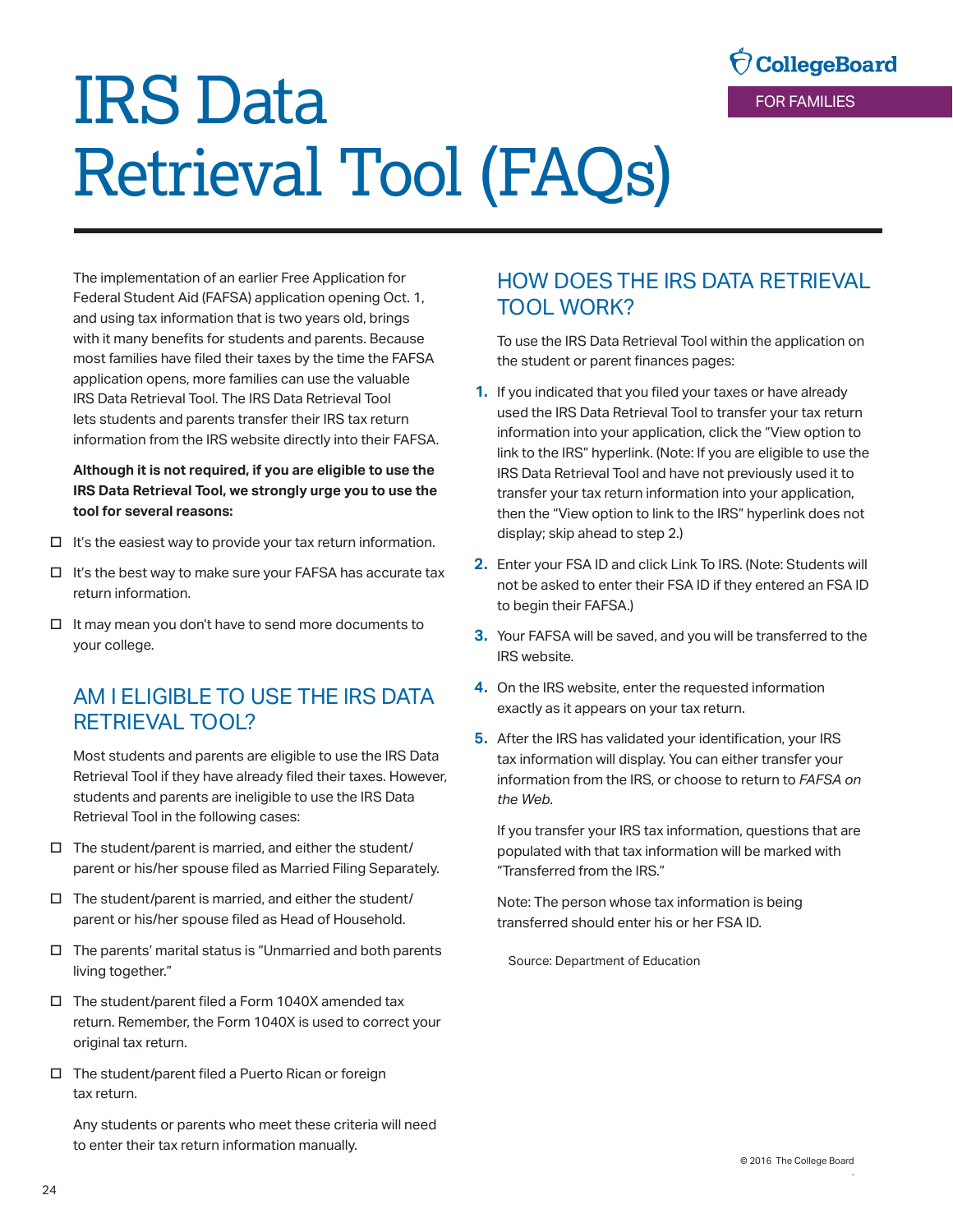# IRS Data Retrieval Tool (FAQs)

The implementation of an earlier Free Application for Federal Student Aid (FAFSA) application opening Oct. 1, and using tax information that is two years old, brings with it many benefits for students and parents. Because most families have filed their taxes by the time the FAFSA application opens, more families can use the valuable IRS Data Retrieval Tool. The IRS Data Retrieval Tool lets students and parents transfer their IRS tax return information from the IRS website directly into their FAFSA.

**Although it is not required, if you are eligible to use the IRS Data Retrieval Tool, we strongly urge you to use the tool for several reasons:**

- It's the easiest way to provide your tax return information.
- It's the best way to make sure your FAFSA has accurate tax return information.
- It may mean you don't have to send more documents to your college.

## AM I ELIGIBLE TO USE THE IRS DATA RETRIEVAL TOOL?

Most students and parents are eligible to use the IRS Data Retrieval Tool if they have already filed their taxes. However, students and parents are ineligible to use the IRS Data Retrieval Tool in the following cases:

- The student/parent is married, and either the student/ parent or his/her spouse filed as Married Filing Separately.
- The student/parent is married, and either the student/ parent or his/her spouse filed as Head of Household.
- The parents' marital status is "Unmarried and both parents living together."
- The student/parent filed a Form 1040X amended tax return. Remember, the Form 1040X is used to correct your original tax return.
- The student/parent filed a Puerto Rican or foreign tax return.

Any students or parents who meet these criteria will need to enter their tax return information manually.

## HOW DOES THE IRS DATA RETRIEVAL TOOL WORK?

To use the IRS Data Retrieval Tool within the application on the student or parent finances pages:

1. If you indicated that you filed your taxes or have already used the IRS Data Retrieval Tool to transfer your tax return information into your application, click the "View option to link to the IRS" hyperlink. (Note: If you are eligible to use the IRS Data Retrieval Tool and have not previously used it to transfer your tax return information into your application, then the "View option to link to the IRS" hyperlink does not display; skip ahead to step 2.)
2. Enter your FSA ID and click Link To IRS. (Note: Students will not be asked to enter their FSA ID if they entered an FSA ID to begin their FAFSA.)
3. Your FAFSA will be saved, and you will be transferred to the IRS website.
4. On the IRS website, enter the requested information exactly as it appears on your tax return.
5. After the IRS has validated your identification, your IRS tax information will display. You can either transfer your information from the IRS, or choose to return to *FAFSA on the Web*.

If you transfer your IRS tax information, questions that are populated with that tax information will be marked with "Transferred from the IRS."

Note: The person whose tax information is being transferred should enter his or her FSA ID.

Source: Department of Education

© 2016 The College Board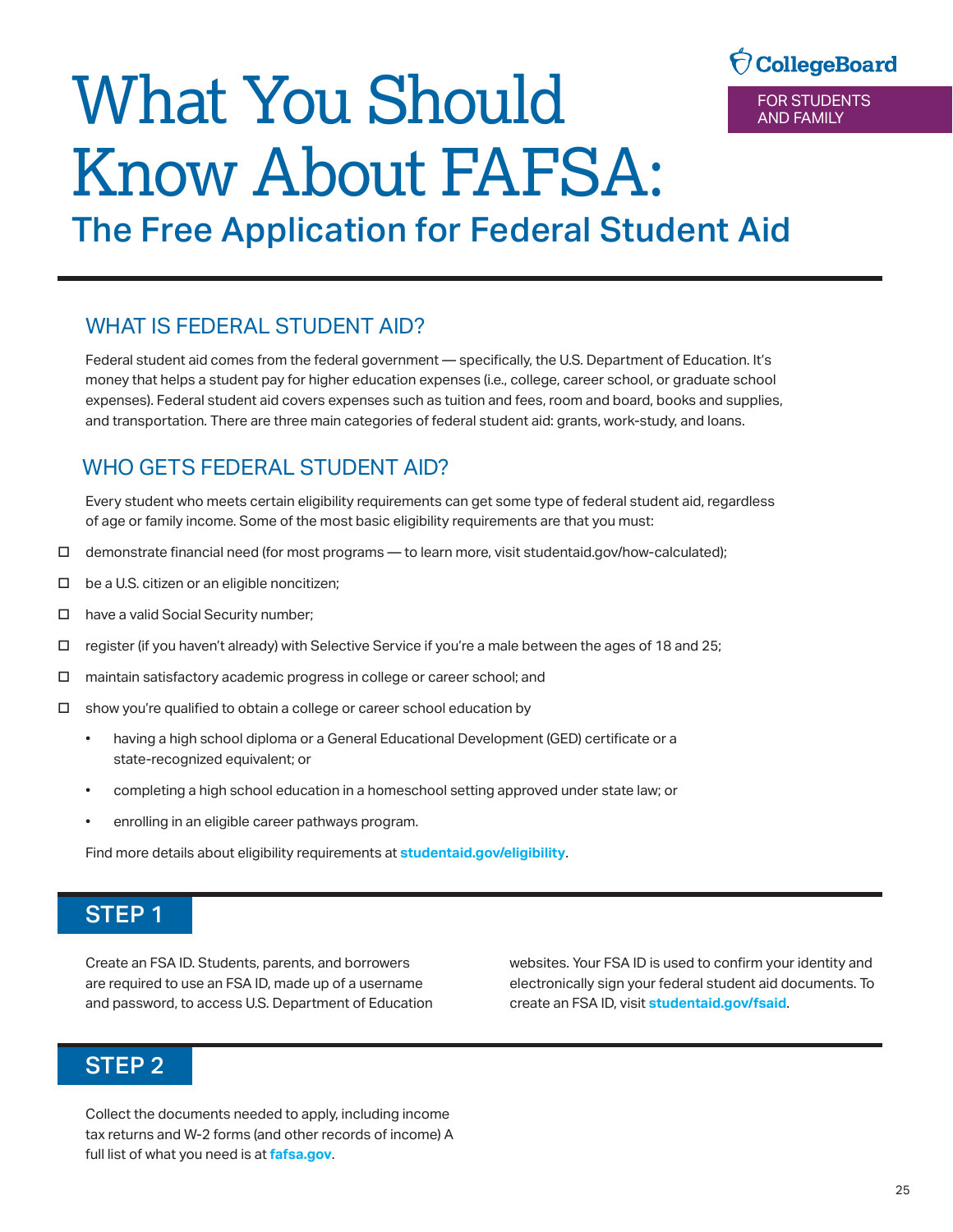CollegeBoard

FOR STUDENTS AND FAMILY

# What You Should Know About FAFSA:

## The Free Application for Federal Student Aid

### WHAT IS FEDERAL STUDENT AID?

Federal student aid comes from the federal government — specifically, the U.S. Department of Education. It's money that helps a student pay for higher education expenses (i.e., college, career school, or graduate school expenses). Federal student aid covers expenses such as tuition and fees, room and board, books and supplies, and transportation. There are three main categories of federal student aid: grants, work-study, and loans.

### WHO GETS FEDERAL STUDENT AID?

Every student who meets certain eligibility requirements can get some type of federal student aid, regardless of age or family income. Some of the most basic eligibility requirements are that you must:

- ☐ demonstrate financial need (for most programs — to learn more, visit studentaid.gov/how-calculated);
- ☐ be a U.S. citizen or an eligible noncitizen;
- ☐ have a valid Social Security number;
- ☐ register (if you haven't already) with Selective Service if you're a male between the ages of 18 and 25;
- ☐ maintain satisfactory academic progress in college or career school; and
- ☐ show you're qualified to obtain a college or career school education by
  - having a high school diploma or a General Educational Development (GED) certificate or a state-recognized equivalent; or
  - completing a high school education in a homeschool setting approved under state law; or
  - enrolling in an eligible career pathways program.

Find more details about eligibility requirements at **studentaid.gov/eligibility**.

### STEP 1

Create an FSA ID. Students, parents, and borrowers are required to use an FSA ID, made up of a username and password, to access U.S. Department of Education websites. Your FSA ID is used to confirm your identity and electronically sign your federal student aid documents. To create an FSA ID, visit **studentaid.gov/fsaid**.

### STEP 2

Collect the documents needed to apply, including income tax returns and W-2 forms (and other records of income) A full list of what you need is at **fafsa.gov**.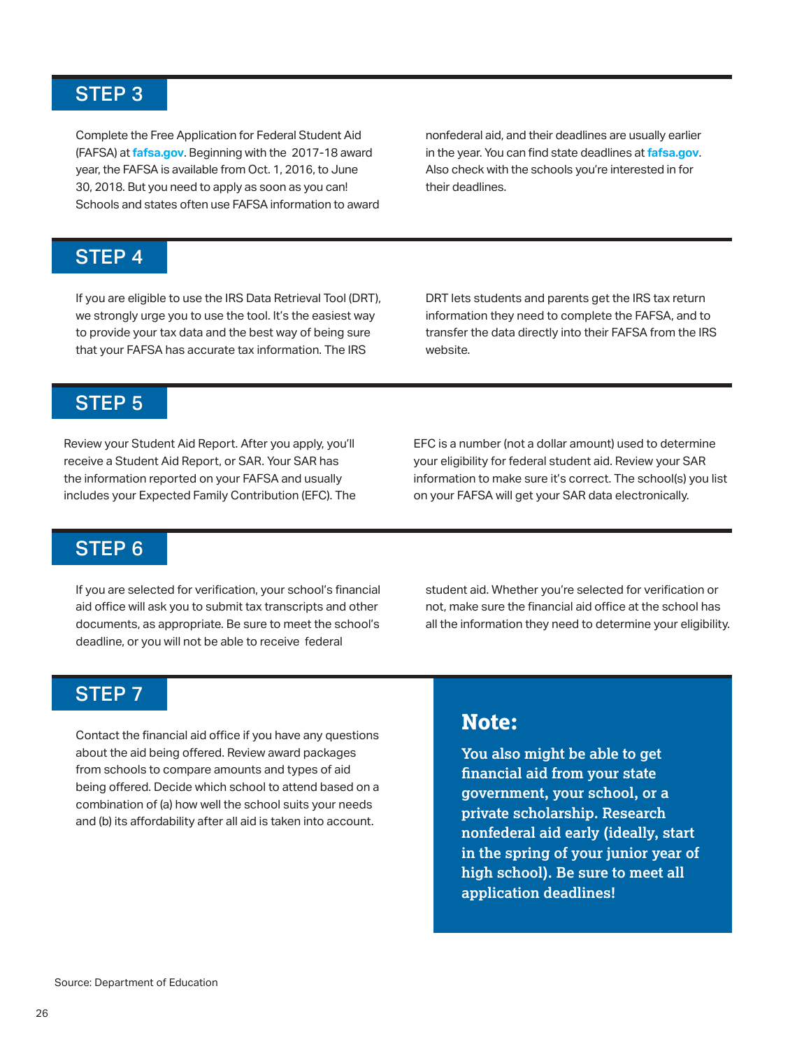## STEP 3

Complete the Free Application for Federal Student Aid (FAFSA) at **fafsa.gov**. Beginning with the 2017-18 award year, the FAFSA is available from Oct. 1, 2016, to June 30, 2018. But you need to apply as soon as you can! Schools and states often use FAFSA information to award nonfederal aid, and their deadlines are usually earlier in the year. You can find state deadlines at **fafsa.gov**. Also check with the schools you're interested in for their deadlines.

## STEP 4

If you are eligible to use the IRS Data Retrieval Tool (DRT), we strongly urge you to use the tool. It's the easiest way to provide your tax data and the best way of being sure that your FAFSA has accurate tax information. The IRS DRT lets students and parents get the IRS tax return information they need to complete the FAFSA, and to transfer the data directly into their FAFSA from the IRS website.

## STEP 5

Review your Student Aid Report. After you apply, you'll receive a Student Aid Report, or SAR. Your SAR has the information reported on your FAFSA and usually includes your Expected Family Contribution (EFC). The EFC is a number (not a dollar amount) used to determine your eligibility for federal student aid. Review your SAR information to make sure it's correct. The school(s) you list on your FAFSA will get your SAR data electronically.

## STEP 6

If you are selected for verification, your school's financial aid office will ask you to submit tax transcripts and other documents, as appropriate. Be sure to meet the school's deadline, or you will not be able to receive federal student aid. Whether you're selected for verification or not, make sure the financial aid office at the school has all the information they need to determine your eligibility.

## STEP 7

Contact the financial aid office if you have any questions about the aid being offered. Review award packages from schools to compare amounts and types of aid being offered. Decide which school to attend based on a combination of (a) how well the school suits your needs and (b) its affordability after all aid is taken into account.

**Note:**

**You also might be able to get financial aid from your state government, your school, or a private scholarship. Research nonfederal aid early (ideally, start in the spring of your junior year of high school). Be sure to meet all application deadlines!**

Source: Department of Education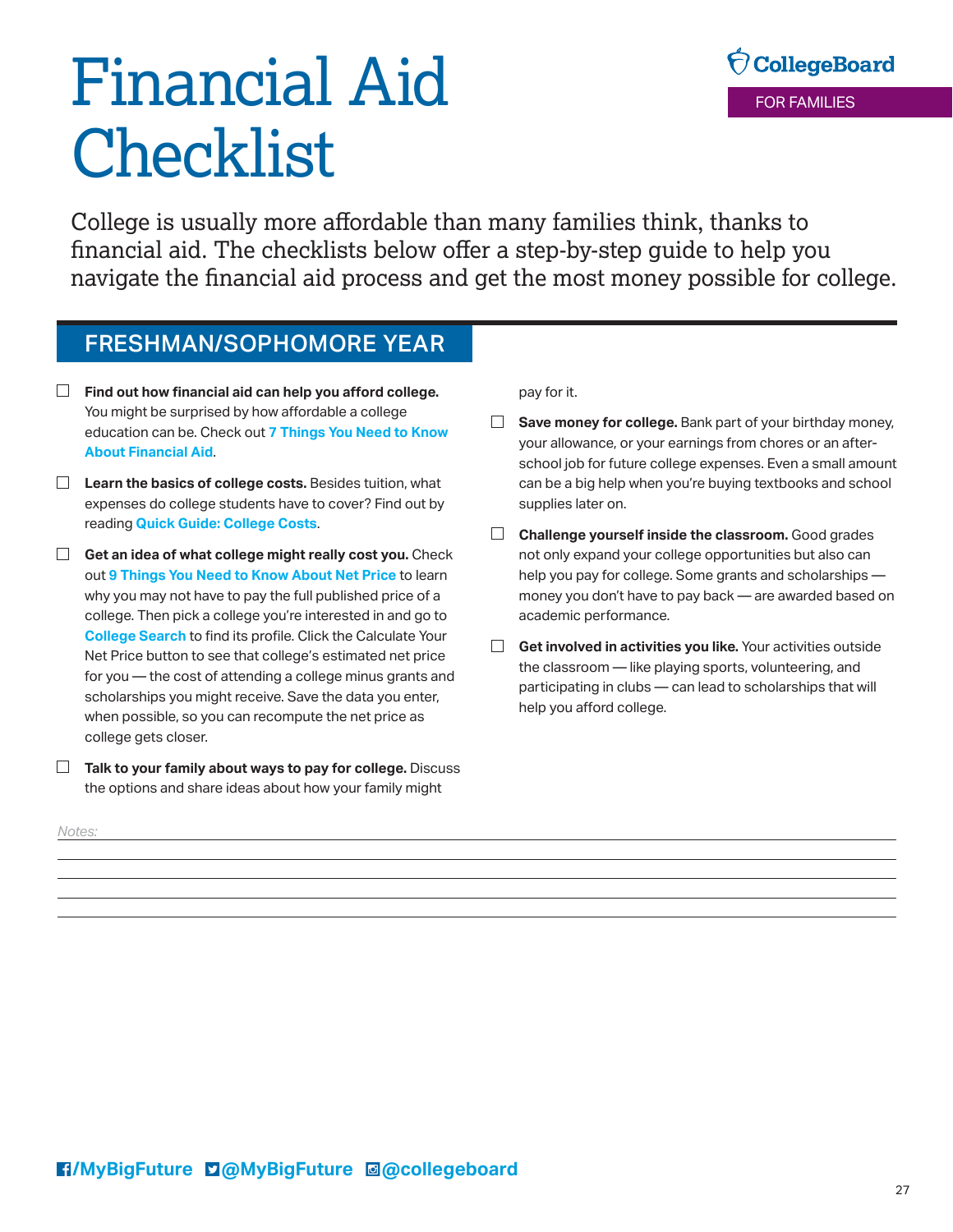# Financial Aid Checklist

CollegeBoard

FOR FAMILIES

College is usually more affordable than many families think, thanks to financial aid. The checklists below offer a step-by-step guide to help you navigate the financial aid process and get the most money possible for college.

## FRESHMAN/SOPHOMORE YEAR

- ☐ **Find out how financial aid can help you afford college.** You might be surprised by how affordable a college education can be. Check out **7 Things You Need to Know About Financial Aid**.
- ☐ **Learn the basics of college costs.** Besides tuition, what expenses do college students have to cover? Find out by reading **Quick Guide: College Costs**.
- ☐ **Get an idea of what college might really cost you.** Check out **9 Things You Need to Know About Net Price** to learn why you may not have to pay the full published price of a college. Then pick a college you're interested in and go to **College Search** to find its profile. Click the Calculate Your Net Price button to see that college's estimated net price for you — the cost of attending a college minus grants and scholarships you might receive. Save the data you enter, when possible, so you can recompute the net price as college gets closer.
- ☐ **Talk to your family about ways to pay for college.** Discuss the options and share ideas about how your family might pay for it.
- ☐ **Save money for college.** Bank part of your birthday money, your allowance, or your earnings from chores or an after-school job for future college expenses. Even a small amount can be a big help when you're buying textbooks and school supplies later on.
- ☐ **Challenge yourself inside the classroom.** Good grades not only expand your college opportunities but also can help you pay for college. Some grants and scholarships — money you don't have to pay back — are awarded based on academic performance.
- ☐ **Get involved in activities you like.** Your activities outside the classroom — like playing sports, volunteering, and participating in clubs — can lead to scholarships that will help you afford college.

*Notes:*

/MyBigFuture @MyBigFuture @collegeboard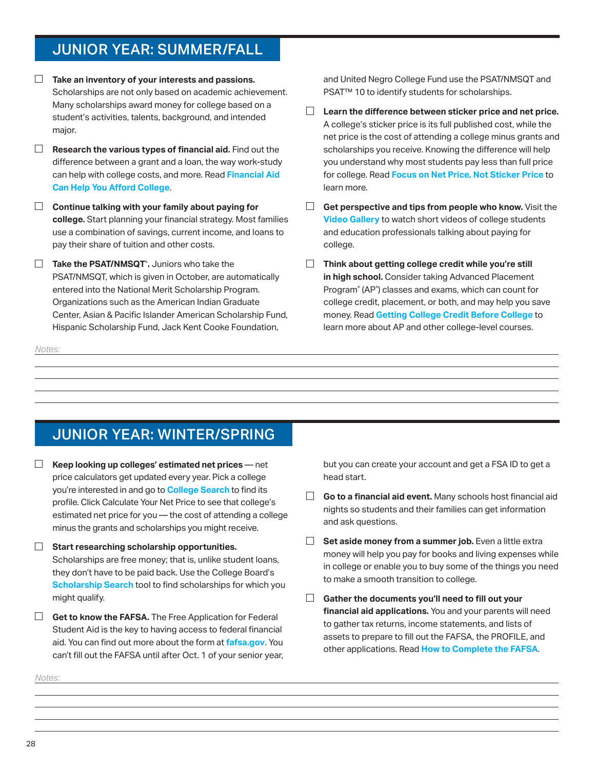## JUNIOR YEAR: SUMMER/FALL

- ☐ **Take an inventory of your interests and passions.** Scholarships are not only based on academic achievement. Many scholarships award money for college based on a student's activities, talents, background, and intended major.
- ☐ **Research the various types of financial aid.** Find out the difference between a grant and a loan, the way work-study can help with college costs, and more. Read **Financial Aid Can Help You Afford College**.
- ☐ **Continue talking with your family about paying for college.** Start planning your financial strategy. Most families use a combination of savings, current income, and loans to pay their share of tuition and other costs.
- ☐ **Take the PSAT/NMSQT®.** Juniors who take the PSAT/NMSQT, which is given in October, are automatically entered into the National Merit Scholarship Program. Organizations such as the American Indian Graduate Center, Asian & Pacific Islander American Scholarship Fund, Hispanic Scholarship Fund, Jack Kent Cooke Foundation, and United Negro College Fund use the PSAT/NMSQT and PSAT™ 10 to identify students for scholarships.
- ☐ **Learn the difference between sticker price and net price.** A college's sticker price is its full published cost, while the net price is the cost of attending a college minus grants and scholarships you receive. Knowing the difference will help you understand why most students pay less than full price for college. Read **Focus on Net Price, Not Sticker Price** to learn more.
- ☐ **Get perspective and tips from people who know.** Visit the **Video Gallery** to watch short videos of college students and education professionals talking about paying for college.
- ☐ **Think about getting college credit while you're still in high school.** Consider taking Advanced Placement Program® (AP®) classes and exams, which can count for college credit, placement, or both, and may help you save money. Read **Getting College Credit Before College** to learn more about AP and other college-level courses.

*Notes:*

## JUNIOR YEAR: WINTER/SPRING

- ☐ **Keep looking up colleges' estimated net prices** — net price calculators get updated every year. Pick a college you're interested in and go to **College Search** to find its profile. Click Calculate Your Net Price to see that college's estimated net price for you — the cost of attending a college minus the grants and scholarships you might receive.
- ☐ **Start researching scholarship opportunities.** Scholarships are free money; that is, unlike student loans, they don't have to be paid back. Use the College Board's **Scholarship Search** tool to find scholarships for which you might qualify.
- ☐ **Get to know the FAFSA.** The Free Application for Federal Student Aid is the key to having access to federal financial aid. You can find out more about the form at **fafsa.gov**. You can't fill out the FAFSA until after Oct. 1 of your senior year, but you can create your account and get a FSA ID to get a head start.
- ☐ **Go to a financial aid event.** Many schools host financial aid nights so students and their families can get information and ask questions.
- ☐ **Set aside money from a summer job.** Even a little extra money will help you pay for books and living expenses while in college or enable you to buy some of the things you need to make a smooth transition to college.
- ☐ **Gather the documents you'll need to fill out your financial aid applications.** You and your parents will need to gather tax returns, income statements, and lists of assets to prepare to fill out the FAFSA, the PROFILE, and other applications. Read **How to Complete the FAFSA**.

*Notes:*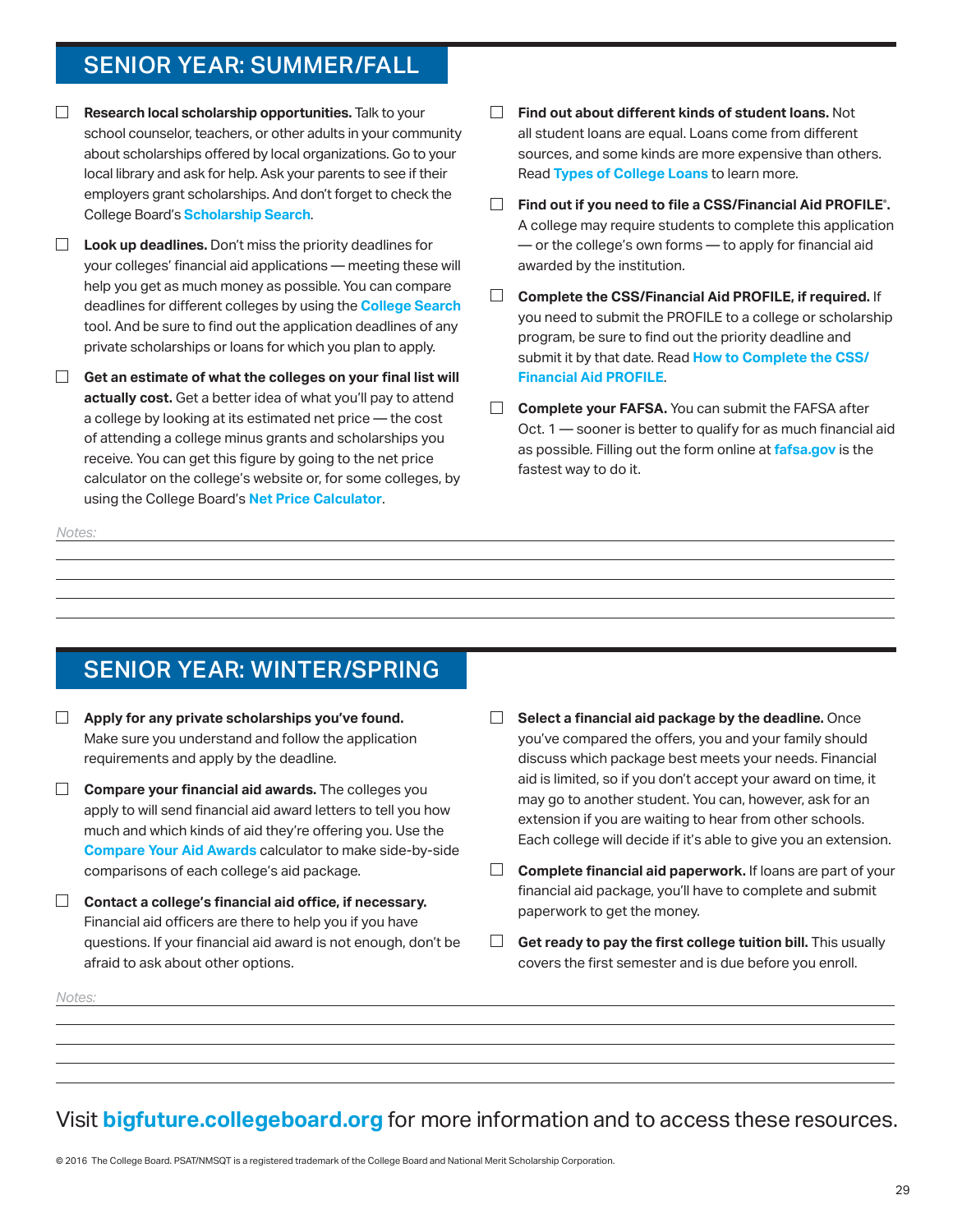## SENIOR YEAR: SUMMER/FALL

- [ ] **Research local scholarship opportunities.** Talk to your school counselor, teachers, or other adults in your community about scholarships offered by local organizations. Go to your local library and ask for help. Ask your parents to see if their employers grant scholarships. And don't forget to check the College Board's **Scholarship Search**.
- [ ] **Look up deadlines.** Don't miss the priority deadlines for your colleges' financial aid applications — meeting these will help you get as much money as possible. You can compare deadlines for different colleges by using the **College Search** tool. And be sure to find out the application deadlines of any private scholarships or loans for which you plan to apply.
- [ ] **Get an estimate of what the colleges on your final list will actually cost.** Get a better idea of what you'll pay to attend a college by looking at its estimated net price — the cost of attending a college minus grants and scholarships you receive. You can get this figure by going to the net price calculator on the college's website or, for some colleges, by using the College Board's **Net Price Calculator**.
- [ ] **Find out about different kinds of student loans.** Not all student loans are equal. Loans come from different sources, and some kinds are more expensive than others. Read **Types of College Loans** to learn more.
- [ ] **Find out if you need to file a CSS/Financial Aid PROFILE®.** A college may require students to complete this application — or the college's own forms — to apply for financial aid awarded by the institution.
- [ ] **Complete the CSS/Financial Aid PROFILE, if required.** If you need to submit the PROFILE to a college or scholarship program, be sure to find out the priority deadline and submit it by that date. Read **How to Complete the CSS/Financial Aid PROFILE**.
- [ ] **Complete your FAFSA.** You can submit the FAFSA after Oct. 1 — sooner is better to qualify for as much financial aid as possible. Filling out the form online at **fafsa.gov** is the fastest way to do it.

Notes:

## SENIOR YEAR: WINTER/SPRING

- [ ] **Apply for any private scholarships you've found.** Make sure you understand and follow the application requirements and apply by the deadline.
- [ ] **Compare your financial aid awards.** The colleges you apply to will send financial aid award letters to tell you how much and which kinds of aid they're offering you. Use the **Compare Your Aid Awards** calculator to make side-by-side comparisons of each college's aid package.
- [ ] **Contact a college's financial aid office, if necessary.** Financial aid officers are there to help you if you have questions. If your financial aid award is not enough, don't be afraid to ask about other options.
- [ ] **Select a financial aid package by the deadline.** Once you've compared the offers, you and your family should discuss which package best meets your needs. Financial aid is limited, so if you don't accept your award on time, it may go to another student. You can, however, ask for an extension if you are waiting to hear from other schools. Each college will decide if it's able to give you an extension.
- [ ] **Complete financial aid paperwork.** If loans are part of your financial aid package, you'll have to complete and submit paperwork to get the money.
- [ ] **Get ready to pay the first college tuition bill.** This usually covers the first semester and is due before you enroll.

Notes:

Visit **bigfuture.collegeboard.org** for more information and to access these resources.

© 2016 The College Board. PSAT/NMSQT is a registered trademark of the College Board and National Merit Scholarship Corporation.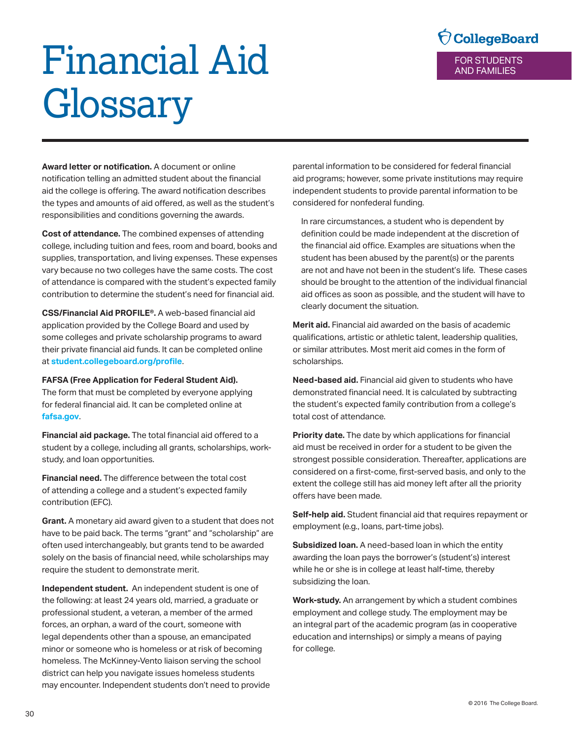# Financial Aid Glossary

**Award letter or notification.** A document or online notification telling an admitted student about the financial aid the college is offering. The award notification describes the types and amounts of aid offered, as well as the student's responsibilities and conditions governing the awards.

**Cost of attendance.** The combined expenses of attending college, including tuition and fees, room and board, books and supplies, transportation, and living expenses. These expenses vary because no two colleges have the same costs. The cost of attendance is compared with the student's expected family contribution to determine the student's need for financial aid.

**CSS/Financial Aid PROFILE®.** A web-based financial aid application provided by the College Board and used by some colleges and private scholarship programs to award their private financial aid funds. It can be completed online at **student.collegeboard.org/profile**.

**FAFSA (Free Application for Federal Student Aid).** The form that must be completed by everyone applying for federal financial aid. It can be completed online at **fafsa.gov**.

**Financial aid package.** The total financial aid offered to a student by a college, including all grants, scholarships, work-study, and loan opportunities.

**Financial need.** The difference between the total cost of attending a college and a student's expected family contribution (EFC).

**Grant.** A monetary aid award given to a student that does not have to be paid back. The terms "grant" and "scholarship" are often used interchangeably, but grants tend to be awarded solely on the basis of financial need, while scholarships may require the student to demonstrate merit.

**Independent student.** An independent student is one of the following: at least 24 years old, married, a graduate or professional student, a veteran, a member of the armed forces, an orphan, a ward of the court, someone with legal dependents other than a spouse, an emancipated minor or someone who is homeless or at risk of becoming homeless. The McKinney-Vento liaison serving the school district can help you navigate issues homeless students may encounter. Independent students don't need to provide parental information to be considered for federal financial aid programs; however, some private institutions may require independent students to provide parental information to be considered for nonfederal funding.

In rare circumstances, a student who is dependent by definition could be made independent at the discretion of the financial aid office. Examples are situations when the student has been abused by the parent(s) or the parents are not and have not been in the student's life. These cases should be brought to the attention of the individual financial aid offices as soon as possible, and the student will have to clearly document the situation.

**Merit aid.** Financial aid awarded on the basis of academic qualifications, artistic or athletic talent, leadership qualities, or similar attributes. Most merit aid comes in the form of scholarships.

**Need-based aid.** Financial aid given to students who have demonstrated financial need. It is calculated by subtracting the student's expected family contribution from a college's total cost of attendance.

**Priority date.** The date by which applications for financial aid must be received in order for a student to be given the strongest possible consideration. Thereafter, applications are considered on a first-come, first-served basis, and only to the extent the college still has aid money left after all the priority offers have been made.

**Self-help aid.** Student financial aid that requires repayment or employment (e.g., loans, part-time jobs).

**Subsidized loan.** A need-based loan in which the entity awarding the loan pays the borrower's (student's) interest while he or she is in college at least half-time, thereby subsidizing the loan.

**Work-study.** An arrangement by which a student combines employment and college study. The employment may be an integral part of the academic program (as in cooperative education and internships) or simply a means of paying for college.

© 2016 The College Board.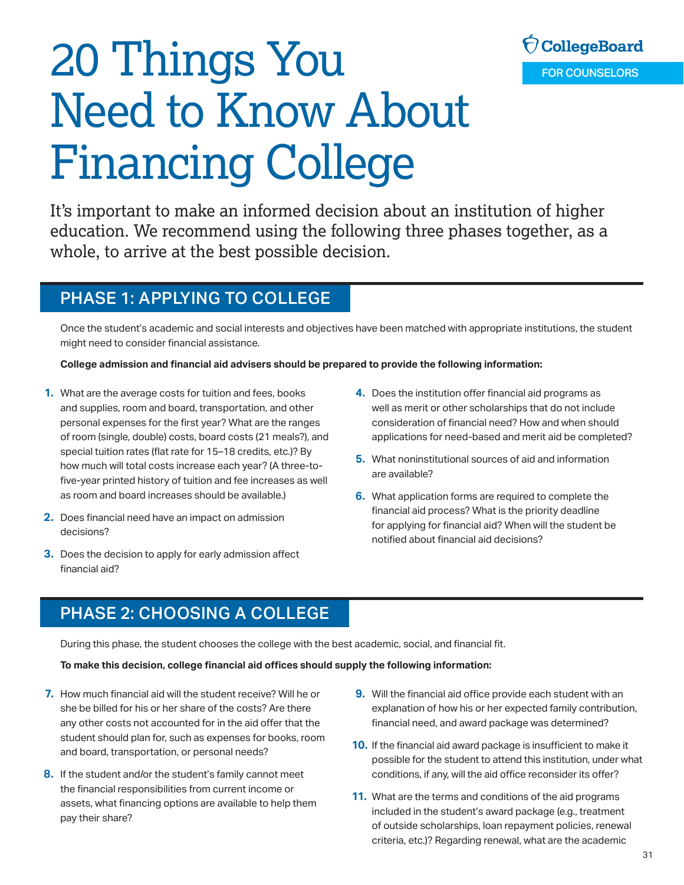# 20 Things You Need to Know About Financing College

CollegeBoard

FOR COUNSELORS

It's important to make an informed decision about an institution of higher education. We recommend using the following three phases together, as a whole, to arrive at the best possible decision.

## PHASE 1: APPLYING TO COLLEGE

Once the student's academic and social interests and objectives have been matched with appropriate institutions, the student might need to consider financial assistance.

**College admission and financial aid advisers should be prepared to provide the following information:**

1. What are the average costs for tuition and fees, books and supplies, room and board, transportation, and other personal expenses for the first year? What are the ranges of room (single, double) costs, board costs (21 meals?), and special tuition rates (flat rate for 15–18 credits, etc.)? By how much will total costs increase each year? (A three-to-five-year printed history of tuition and fee increases as well as room and board increases should be available.)
2. Does financial need have an impact on admission decisions?
3. Does the decision to apply for early admission affect financial aid?
4. Does the institution offer financial aid programs as well as merit or other scholarships that do not include consideration of financial need? How and when should applications for need-based and merit aid be completed?
5. What noninstitutional sources of aid and information are available?
6. What application forms are required to complete the financial aid process? What is the priority deadline for applying for financial aid? When will the student be notified about financial aid decisions?

## PHASE 2: CHOOSING A COLLEGE

During this phase, the student chooses the college with the best academic, social, and financial fit.

**To make this decision, college financial aid offices should supply the following information:**

7. How much financial aid will the student receive? Will he or she be billed for his or her share of the costs? Are there any other costs not accounted for in the aid offer that the student should plan for, such as expenses for books, room and board, transportation, or personal needs?
8. If the student and/or the student's family cannot meet the financial responsibilities from current income or assets, what financing options are available to help them pay their share?
9. Will the financial aid office provide each student with an explanation of how his or her expected family contribution, financial need, and award package was determined?
10. If the financial aid award package is insufficient to make it possible for the student to attend this institution, under what conditions, if any, will the aid office reconsider its offer?
11. What are the terms and conditions of the aid programs included in the student's award package (e.g., treatment of outside scholarships, loan repayment policies, renewal criteria, etc.)? Regarding renewal, what are the academic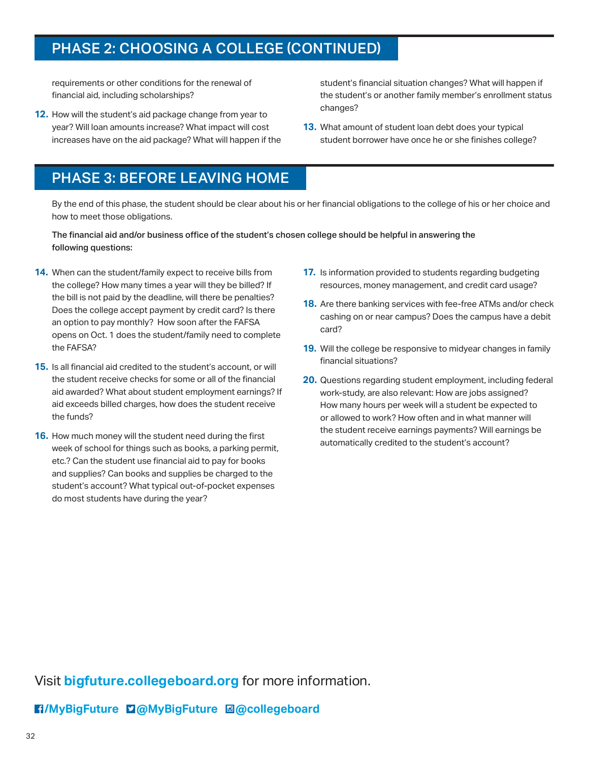## PHASE 2: CHOOSING A COLLEGE (CONTINUED)

requirements or other conditions for the renewal of financial aid, including scholarships?

12. How will the student's aid package change from year to year? Will loan amounts increase? What impact will cost increases have on the aid package? What will happen if the student's financial situation changes? What will happen if the student's or another family member's enrollment status changes?

13. What amount of student loan debt does your typical student borrower have once he or she finishes college?

## PHASE 3: BEFORE LEAVING HOME

By the end of this phase, the student should be clear about his or her financial obligations to the college of his or her choice and how to meet those obligations.

The financial aid and/or business office of the student's chosen college should be helpful in answering the following questions:

14. When can the student/family expect to receive bills from the college? How many times a year will they be billed? If the bill is not paid by the deadline, will there be penalties? Does the college accept payment by credit card? Is there an option to pay monthly? How soon after the FAFSA opens on Oct. 1 does the student/family need to complete the FAFSA?

15. Is all financial aid credited to the student's account, or will the student receive checks for some or all of the financial aid awarded? What about student employment earnings? If aid exceeds billed charges, how does the student receive the funds?

16. How much money will the student need during the first week of school for things such as books, a parking permit, etc.? Can the student use financial aid to pay for books and supplies? Can books and supplies be charged to the student's account? What typical out-of-pocket expenses do most students have during the year?

17. Is information provided to students regarding budgeting resources, money management, and credit card usage?

18. Are there banking services with fee-free ATMs and/or check cashing on or near campus? Does the campus have a debit card?

19. Will the college be responsive to midyear changes in family financial situations?

20. Questions regarding student employment, including federal work-study, are also relevant: How are jobs assigned? How many hours per week will a student be expected to or allowed to work? How often and in what manner will the student receive earnings payments? Will earnings be automatically credited to the student's account?

Visit **bigfuture.collegeboard.org** for more information.

**/MyBigFuture @MyBigFuture @collegeboard**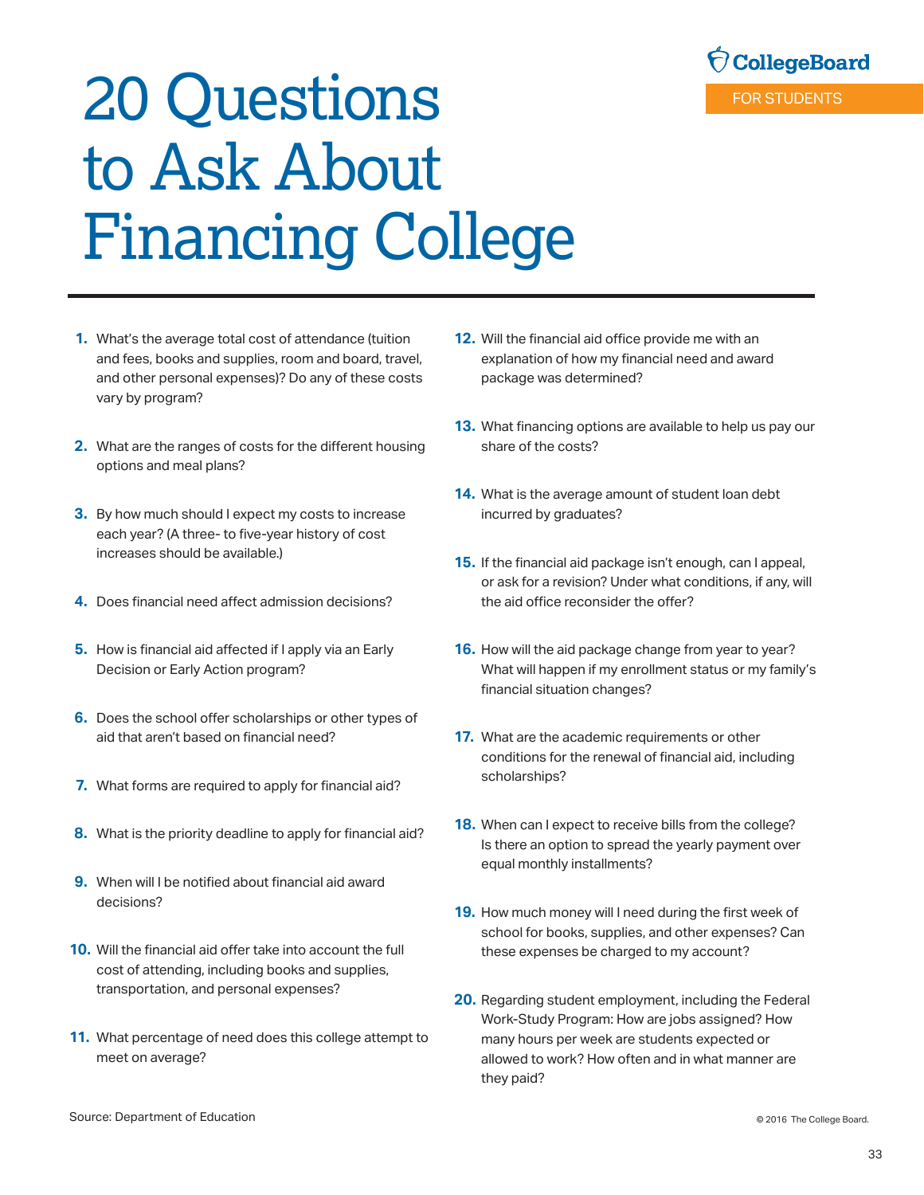CollegeBoard

FOR STUDENTS

# 20 Questions to Ask About Financing College

1. What's the average total cost of attendance (tuition and fees, books and supplies, room and board, travel, and other personal expenses)? Do any of these costs vary by program?
2. What are the ranges of costs for the different housing options and meal plans?
3. By how much should I expect my costs to increase each year? (A three- to five-year history of cost increases should be available.)
4. Does financial need affect admission decisions?
5. How is financial aid affected if I apply via an Early Decision or Early Action program?
6. Does the school offer scholarships or other types of aid that aren't based on financial need?
7. What forms are required to apply for financial aid?
8. What is the priority deadline to apply for financial aid?
9. When will I be notified about financial aid award decisions?
10. Will the financial aid offer take into account the full cost of attending, including books and supplies, transportation, and personal expenses?
11. What percentage of need does this college attempt to meet on average?
12. Will the financial aid office provide me with an explanation of how my financial need and award package was determined?
13. What financing options are available to help us pay our share of the costs?
14. What is the average amount of student loan debt incurred by graduates?
15. If the financial aid package isn't enough, can I appeal, or ask for a revision? Under what conditions, if any, will the aid office reconsider the offer?
16. How will the aid package change from year to year? What will happen if my enrollment status or my family's financial situation changes?
17. What are the academic requirements or other conditions for the renewal of financial aid, including scholarships?
18. When can I expect to receive bills from the college? Is there an option to spread the yearly payment over equal monthly installments?
19. How much money will I need during the first week of school for books, supplies, and other expenses? Can these expenses be charged to my account?
20. Regarding student employment, including the Federal Work-Study Program: How are jobs assigned? How many hours per week are students expected or allowed to work? How often and in what manner are they paid?

Source: Department of Education

© 2016 The College Board.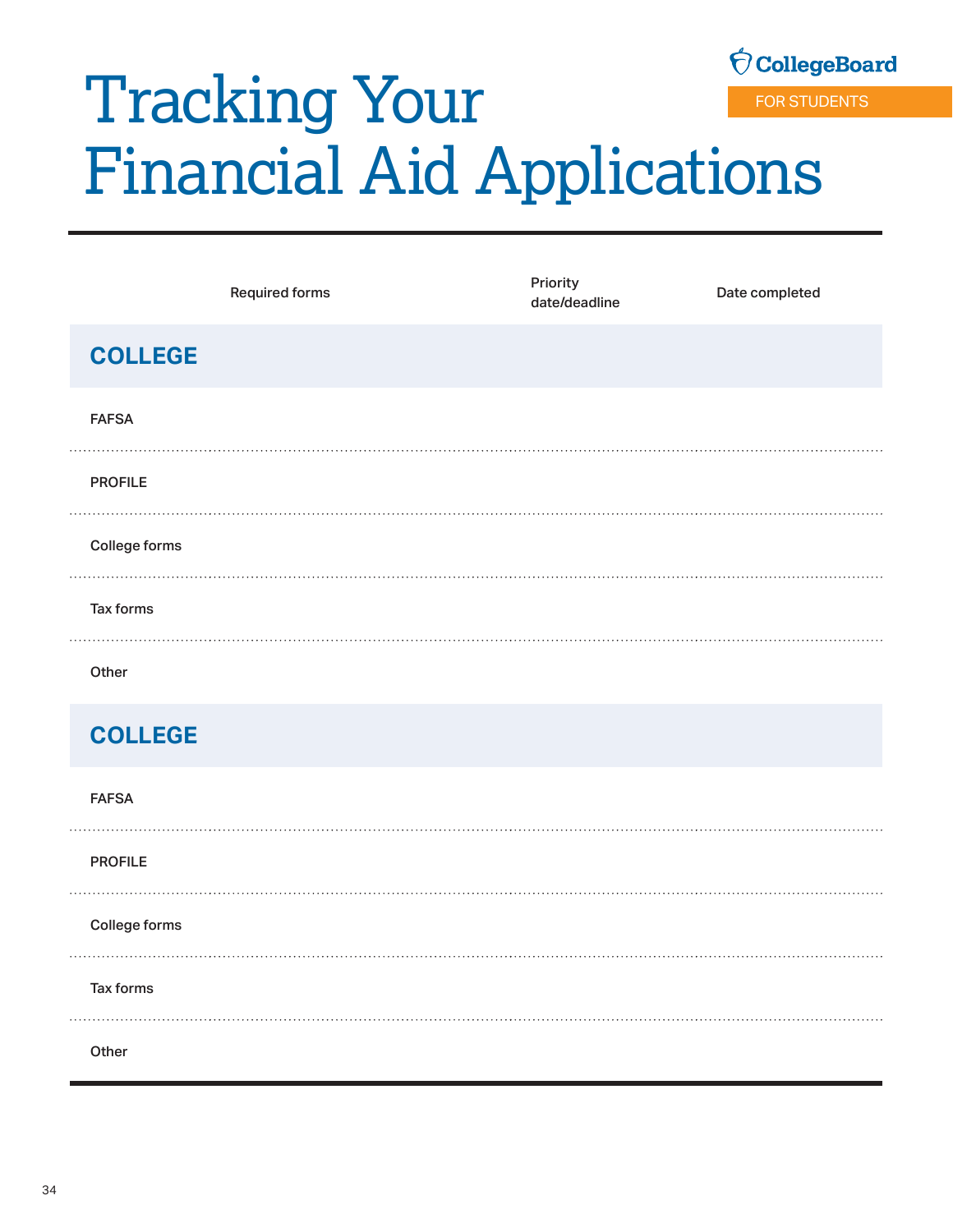CollegeBoard

FOR STUDENTS

# Tracking Your Financial Aid Applications

| Required forms | Priority date/deadline | Date completed |
|---|---|---|
| **COLLEGE** | | |
| FAFSA | | |
| PROFILE | | |
| College forms | | |
| Tax forms | | |
| Other | | |
| **COLLEGE** | | |
| FAFSA | | |
| PROFILE | | |
| College forms | | |
| Tax forms | | |
| Other | | |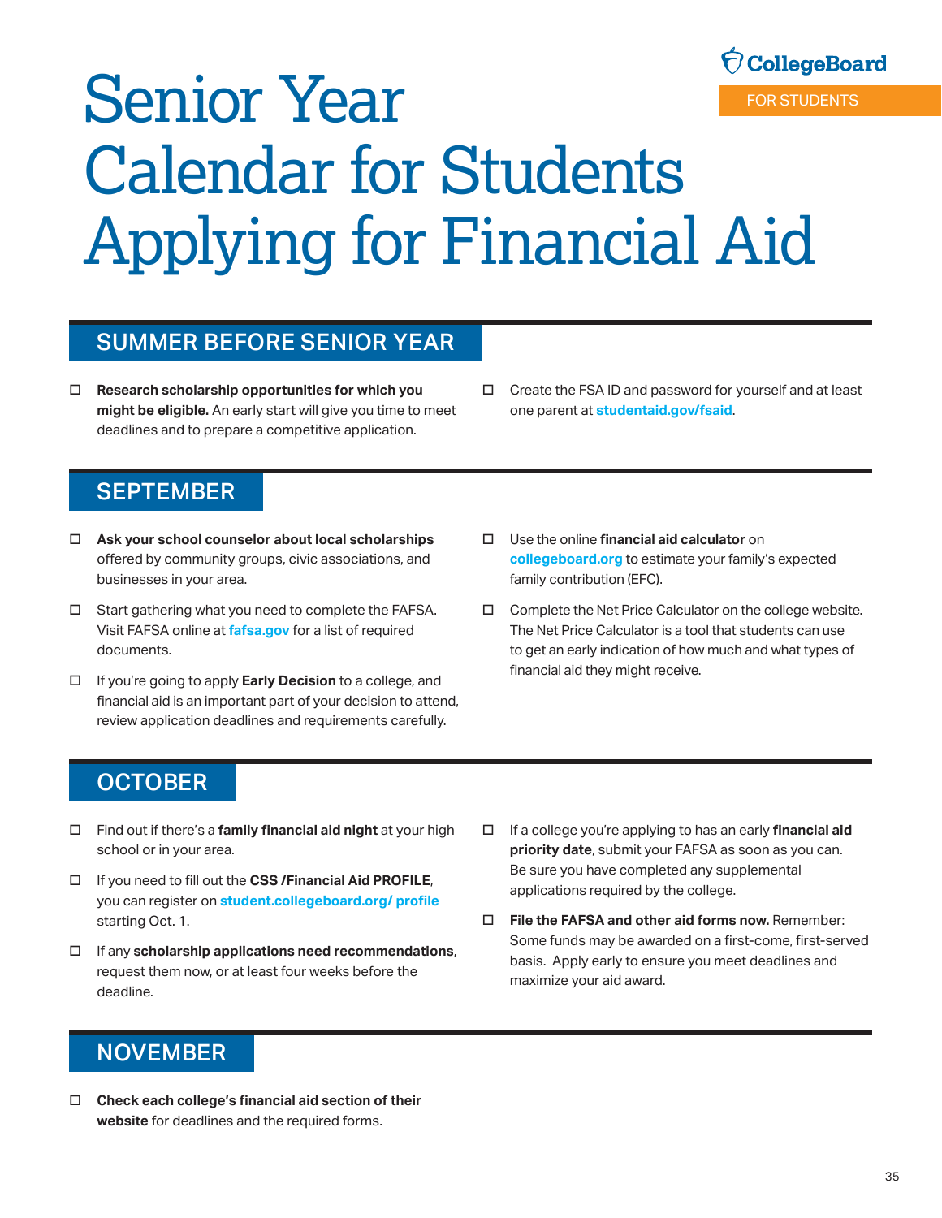CollegeBoard

FOR STUDENTS

# Senior Year Calendar for Students Applying for Financial Aid

## SUMMER BEFORE SENIOR YEAR

- ☐ **Research scholarship opportunities for which you might be eligible.** An early start will give you time to meet deadlines and to prepare a competitive application.
- ☐ Create the FSA ID and password for yourself and at least one parent at **studentaid.gov/fsaid**.

## SEPTEMBER

- ☐ **Ask your school counselor about local scholarships** offered by community groups, civic associations, and businesses in your area.
- ☐ Start gathering what you need to complete the FAFSA. Visit FAFSA online at **fafsa.gov** for a list of required documents.
- ☐ If you're going to apply **Early Decision** to a college, and financial aid is an important part of your decision to attend, review application deadlines and requirements carefully.
- ☐ Use the online **financial aid calculator** on **collegeboard.org** to estimate your family's expected family contribution (EFC).
- ☐ Complete the Net Price Calculator on the college website. The Net Price Calculator is a tool that students can use to get an early indication of how much and what types of financial aid they might receive.

## OCTOBER

- ☐ Find out if there's a **family financial aid night** at your high school or in your area.
- ☐ If you need to fill out the **CSS /Financial Aid PROFILE**, you can register on **student.collegeboard.org/ profile** starting Oct. 1.
- ☐ If any **scholarship applications need recommendations**, request them now, or at least four weeks before the deadline.
- ☐ If a college you're applying to has an early **financial aid priority date**, submit your FAFSA as soon as you can. Be sure you have completed any supplemental applications required by the college.
- ☐ **File the FAFSA and other aid forms now.** Remember: Some funds may be awarded on a first-come, first-served basis. Apply early to ensure you meet deadlines and maximize your aid award.

## NOVEMBER

- ☐ **Check each college's financial aid section of their website** for deadlines and the required forms.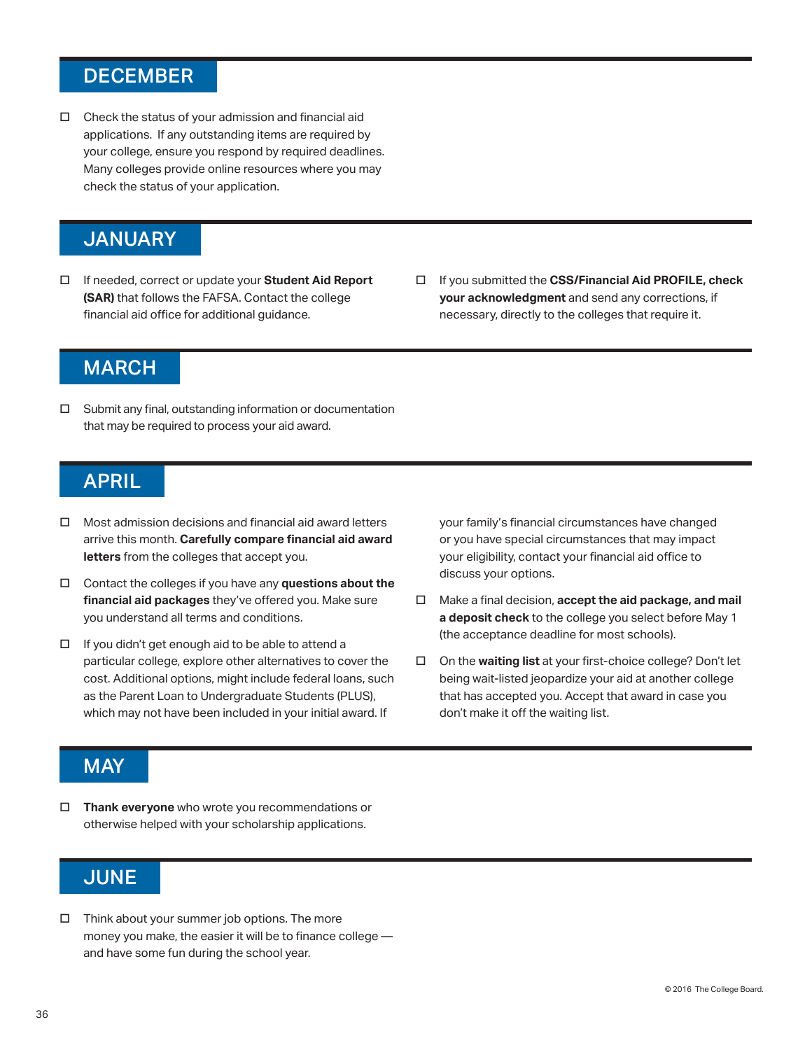## DECEMBER

- ☐ Check the status of your admission and financial aid applications. If any outstanding items are required by your college, ensure you respond by required deadlines. Many colleges provide online resources where you may check the status of your application.

## JANUARY

- ☐ If needed, correct or update your **Student Aid Report (SAR)** that follows the FAFSA. Contact the college financial aid office for additional guidance.
- ☐ If you submitted the **CSS/Financial Aid PROFILE, check your acknowledgment** and send any corrections, if necessary, directly to the colleges that require it.

## MARCH

- ☐ Submit any final, outstanding information or documentation that may be required to process your aid award.

## APRIL

- ☐ Most admission decisions and financial aid award letters arrive this month. **Carefully compare financial aid award letters** from the colleges that accept you.
- ☐ Contact the colleges if you have any **questions about the financial aid packages** they've offered you. Make sure you understand all terms and conditions.
- ☐ If you didn't get enough aid to be able to attend a particular college, explore other alternatives to cover the cost. Additional options, might include federal loans, such as the Parent Loan to Undergraduate Students (PLUS), which may not have been included in your initial award. If your family's financial circumstances have changed or you have special circumstances that may impact your eligibility, contact your financial aid office to discuss your options.
- ☐ Make a final decision, **accept the aid package, and mail a deposit check** to the college you select before May 1 (the acceptance deadline for most schools).
- ☐ On the **waiting list** at your first-choice college? Don't let being wait-listed jeopardize your aid at another college that has accepted you. Accept that award in case you don't make it off the waiting list.

## MAY

- ☐ **Thank everyone** who wrote you recommendations or otherwise helped with your scholarship applications.

## JUNE

- ☐ Think about your summer job options. The more money you make, the easier it will be to finance college — and have some fun during the school year.

© 2016 The College Board.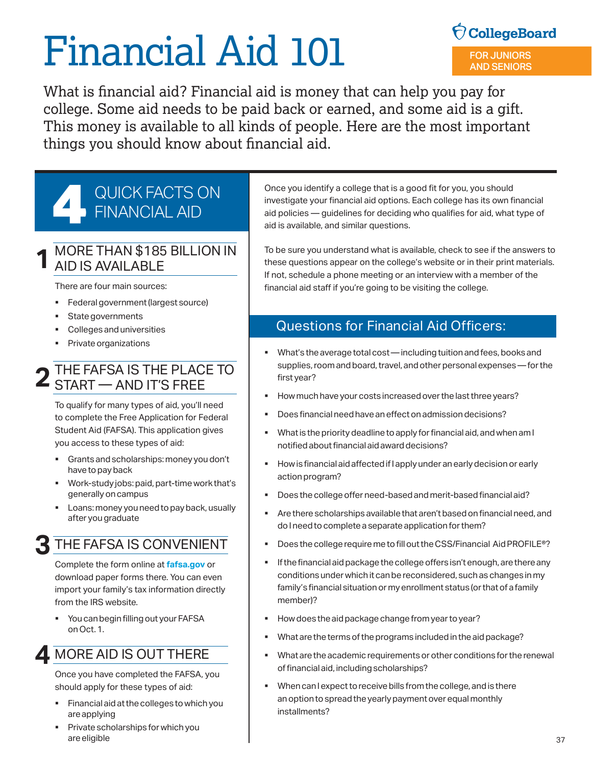# Financial Aid 101

CollegeBoard

FOR JUNIORS AND SENIORS

What is financial aid? Financial aid is money that can help you pay for college. Some aid needs to be paid back or earned, and some aid is a gift. This money is available to all kinds of people. Here are the most important things you should know about financial aid.

## 4 QUICK FACTS ON FINANCIAL AID

### 1 MORE THAN $185 BILLION IN AID IS AVAILABLE

There are four main sources:

- Federal government (largest source)
- State governments
- Colleges and universities
- Private organizations

### 2 THE FAFSA IS THE PLACE TO START — AND IT'S FREE

To qualify for many types of aid, you'll need to complete the Free Application for Federal Student Aid (FAFSA). This application gives you access to these types of aid:

- Grants and scholarships: money you don't have to pay back
- Work-study jobs: paid, part-time work that's generally on campus
- Loans: money you need to pay back, usually after you graduate

### 3 THE FAFSA IS CONVENIENT

Complete the form online at **fafsa.gov** or download paper forms there. You can even import your family's tax information directly from the IRS website.

- You can begin filling out your FAFSA on Oct. 1.

### 4 MORE AID IS OUT THERE

Once you have completed the FAFSA, you should apply for these types of aid:

- Financial aid at the colleges to which you are applying
- Private scholarships for which you are eligible

Once you identify a college that is a good fit for you, you should investigate your financial aid options. Each college has its own financial aid policies — guidelines for deciding who qualifies for aid, what type of aid is available, and similar questions.

To be sure you understand what is available, check to see if the answers to these questions appear on the college's website or in their print materials. If not, schedule a phone meeting or an interview with a member of the financial aid staff if you're going to be visiting the college.

## Questions for Financial Aid Officers:

- What's the average total cost — including tuition and fees, books and supplies, room and board, travel, and other personal expenses — for the first year?
- How much have your costs increased over the last three years?
- Does financial need have an effect on admission decisions?
- What is the priority deadline to apply for financial aid, and when am I notified about financial aid award decisions?
- How is financial aid affected if I apply under an early decision or early action program?
- Does the college offer need-based and merit-based financial aid?
- Are there scholarships available that aren't based on financial need, and do I need to complete a separate application for them?
- Does the college require me to fill out the CSS/Financial Aid PROFILE®?
- If the financial aid package the college offers isn't enough, are there any conditions under which it can be reconsidered, such as changes in my family's financial situation or my enrollment status (or that of a family member)?
- How does the aid package change from year to year?
- What are the terms of the programs included in the aid package?
- What are the academic requirements or other conditions for the renewal of financial aid, including scholarships?
- When can I expect to receive bills from the college, and is there an option to spread the yearly payment over equal monthly installments?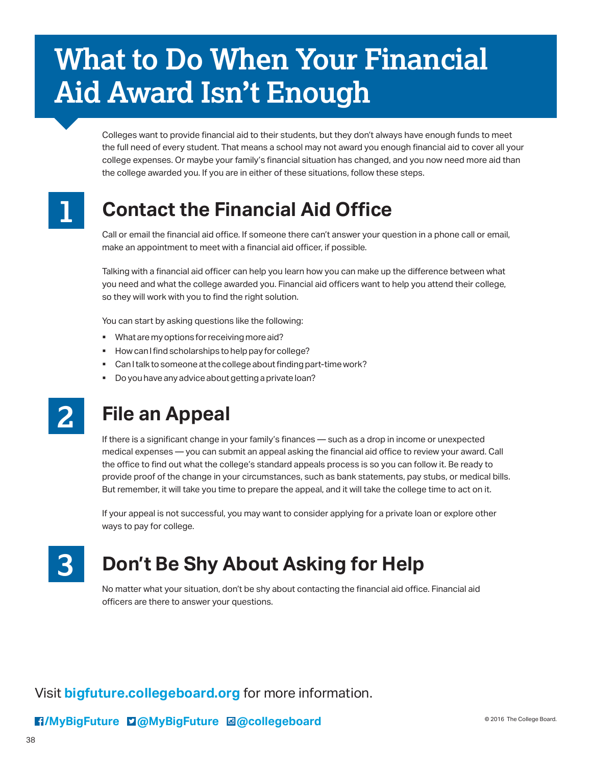# What to Do When Your Financial Aid Award Isn't Enough

Colleges want to provide financial aid to their students, but they don't always have enough funds to meet the full need of every student. That means a school may not award you enough financial aid to cover all your college expenses. Or maybe your family's financial situation has changed, and you now need more aid than the college awarded you. If you are in either of these situations, follow these steps.

## 1 Contact the Financial Aid Office

Call or email the financial aid office. If someone there can't answer your question in a phone call or email, make an appointment to meet with a financial aid officer, if possible.

Talking with a financial aid officer can help you learn how you can make up the difference between what you need and what the college awarded you. Financial aid officers want to help you attend their college, so they will work with you to find the right solution.

You can start by asking questions like the following:

- What are my options for receiving more aid?
- How can I find scholarships to help pay for college?
- Can I talk to someone at the college about finding part-time work?
- Do you have any advice about getting a private loan?

## 2 File an Appeal

If there is a significant change in your family's finances — such as a drop in income or unexpected medical expenses — you can submit an appeal asking the financial aid office to review your award. Call the office to find out what the college's standard appeals process is so you can follow it. Be ready to provide proof of the change in your circumstances, such as bank statements, pay stubs, or medical bills. But remember, it will take you time to prepare the appeal, and it will take the college time to act on it.

If your appeal is not successful, you may want to consider applying for a private loan or explore other ways to pay for college.

## 3 Don't Be Shy About Asking for Help

No matter what your situation, don't be shy about contacting the financial aid office. Financial aid officers are there to answer your questions.

Visit **bigfuture.collegeboard.org** for more information.

**/MyBigFuture** **@MyBigFuture** **@collegeboard**

© 2016 The College Board.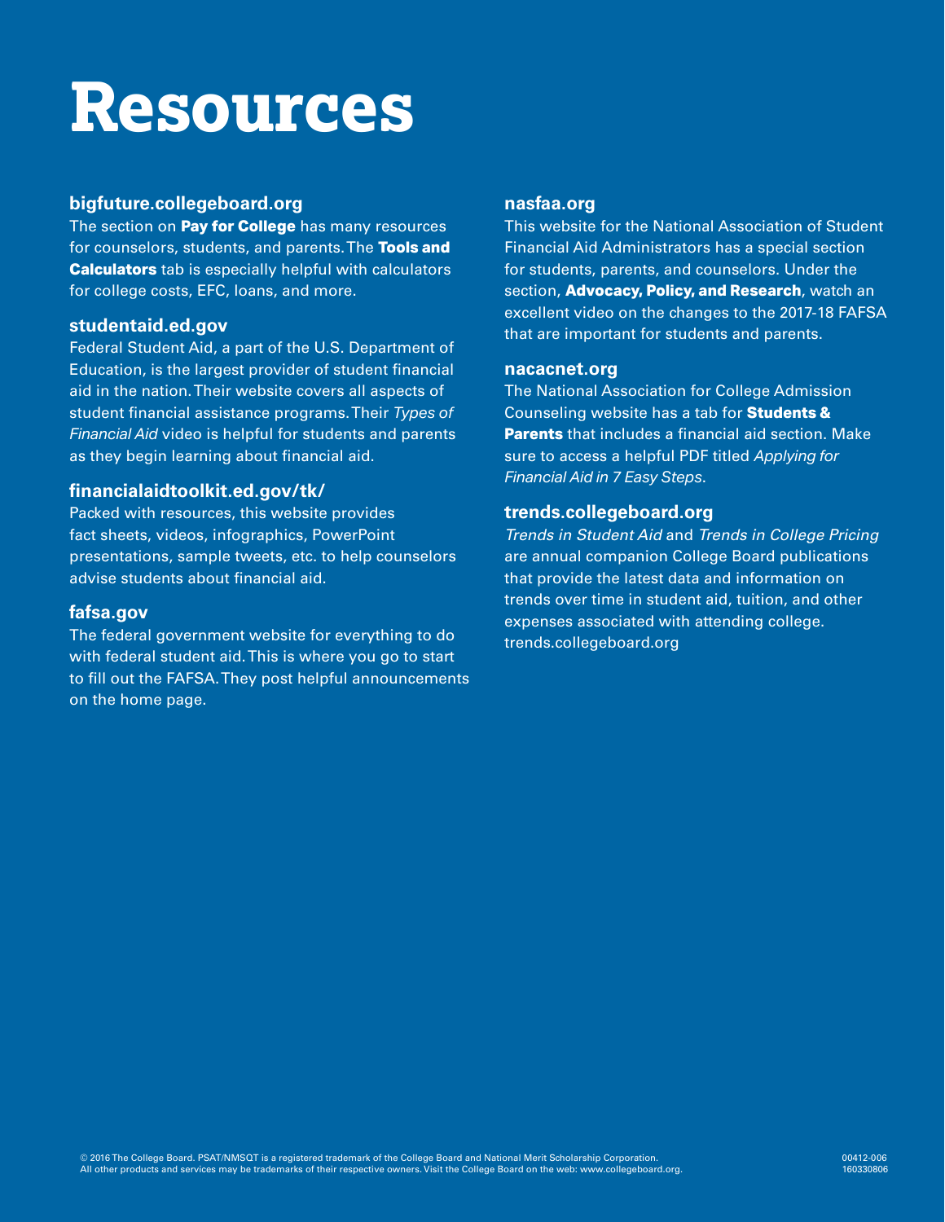# Resources

### bigfuture.collegeboard.org

The section on **Pay for College** has many resources for counselors, students, and parents. The **Tools and Calculators** tab is especially helpful with calculators for college costs, EFC, loans, and more.

### studentaid.ed.gov

Federal Student Aid, a part of the U.S. Department of Education, is the largest provider of student financial aid in the nation. Their website covers all aspects of student financial assistance programs. Their *Types of Financial Aid* video is helpful for students and parents as they begin learning about financial aid.

### financialaidtoolkit.ed.gov/tk/

Packed with resources, this website provides fact sheets, videos, infographics, PowerPoint presentations, sample tweets, etc. to help counselors advise students about financial aid.

### fafsa.gov

The federal government website for everything to do with federal student aid. This is where you go to start to fill out the FAFSA. They post helpful announcements on the home page.

### nasfaa.org

This website for the National Association of Student Financial Aid Administrators has a special section for students, parents, and counselors. Under the section, **Advocacy, Policy, and Research**, watch an excellent video on the changes to the 2017-18 FAFSA that are important for students and parents.

### nacacnet.org

The National Association for College Admission Counseling website has a tab for **Students & Parents** that includes a financial aid section. Make sure to access a helpful PDF titled *Applying for Financial Aid in 7 Easy Steps*.

### trends.collegeboard.org

*Trends in Student Aid* and *Trends in College Pricing* are annual companion College Board publications that provide the latest data and information on trends over time in student aid, tuition, and other expenses associated with attending college. trends.collegeboard.org

© 2016 The College Board. PSAT/NMSQT is a registered trademark of the College Board and National Merit Scholarship Corporation. All other products and services may be trademarks of their respective owners. Visit the College Board on the web: www.collegeboard.org.

00412-006
160330806